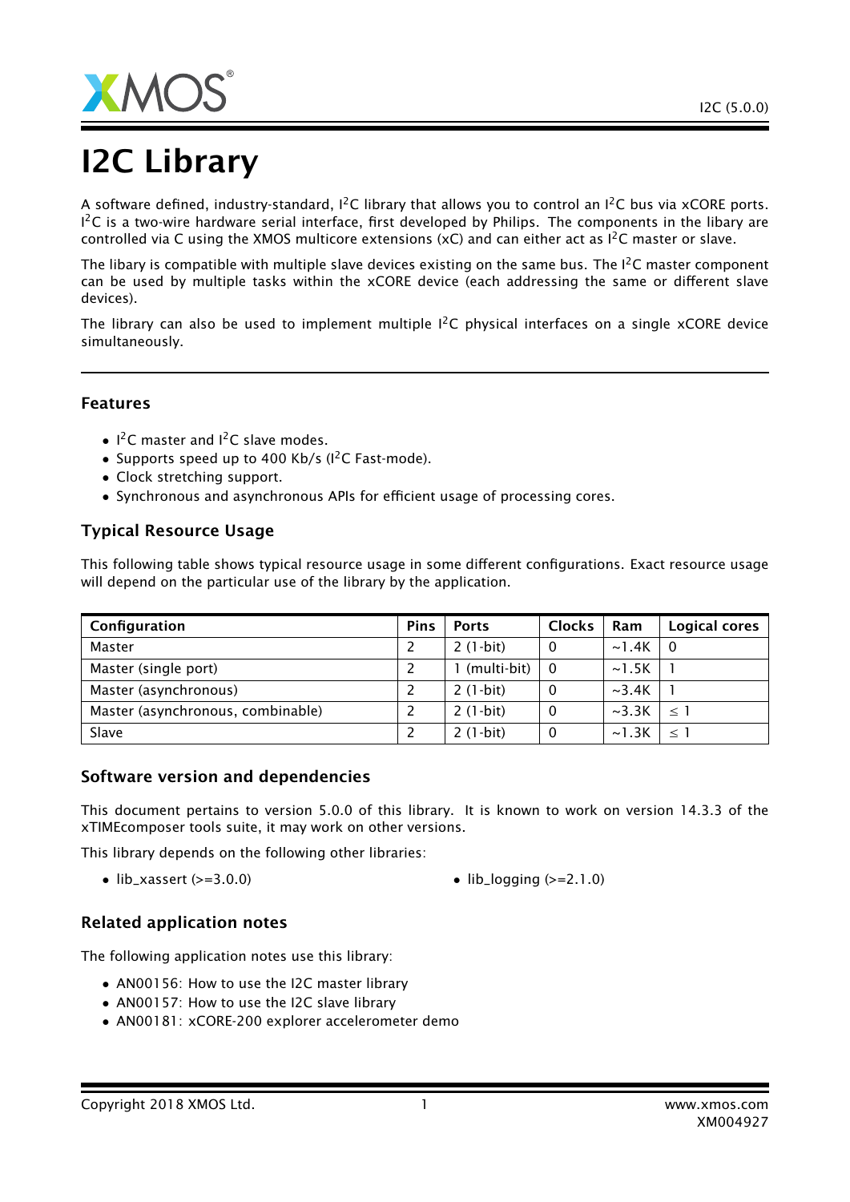# I2C Library

A software defined, industry-standard, I$^2$C library that allows you to control an I$^2$C bus via xCORE ports. I$^2$C is a two-wire hardware serial interface, first developed by Philips. The components in the libary are controlled via C using the XMOS multicore extensions (xC) and can either act as I$^2$C master or slave.

The libary is compatible with multiple slave devices existing on the same bus. The I$^2$C master component can be used by multiple tasks within the xCORE device (each addressing the same or different slave devices).

The library can also be used to implement multiple I$^2$C physical interfaces on a single xCORE device simultaneously.

### Features

- I$^2$C master and I$^2$C slave modes.
- Supports speed up to 400 Kb/s (I$^2$C Fast-mode).
- Clock stretching support.
- Synchronous and asynchronous APIs for efficient usage of processing cores.

### Typical Resource Usage

This following table shows typical resource usage in some different configurations. Exact resource usage will depend on the particular use of the library by the application.

| Configuration | Pins | Ports | Clocks | Ram | Logical cores |
|---|---|---|---|---|---|
| Master | 2 | 2 (1-bit) | 0 | ~1.4K | 0 |
| Master (single port) | 2 | 1 (multi-bit) | 0 | ~1.5K | 1 |
| Master (asynchronous) | 2 | 2 (1-bit) | 0 | ~3.4K | 1 |
| Master (asynchronous, combinable) | 2 | 2 (1-bit) | 0 | ~3.3K | $\leq$ 1 |
| Slave | 2 | 2 (1-bit) | 0 | ~1.3K | $\leq$ 1 |

### Software version and dependencies

This document pertains to version 5.0.0 of this library. It is known to work on version 14.3.3 of the xTIMEcomposer tools suite, it may work on other versions.

This library depends on the following other libraries:

- lib_xassert (>=3.0.0)
- lib_logging (>=2.1.0)

### Related application notes

The following application notes use this library:

- AN00156: How to use the I2C master library
- AN00157: How to use the I2C slave library
- AN00181: xCORE-200 explorer accelerometer demo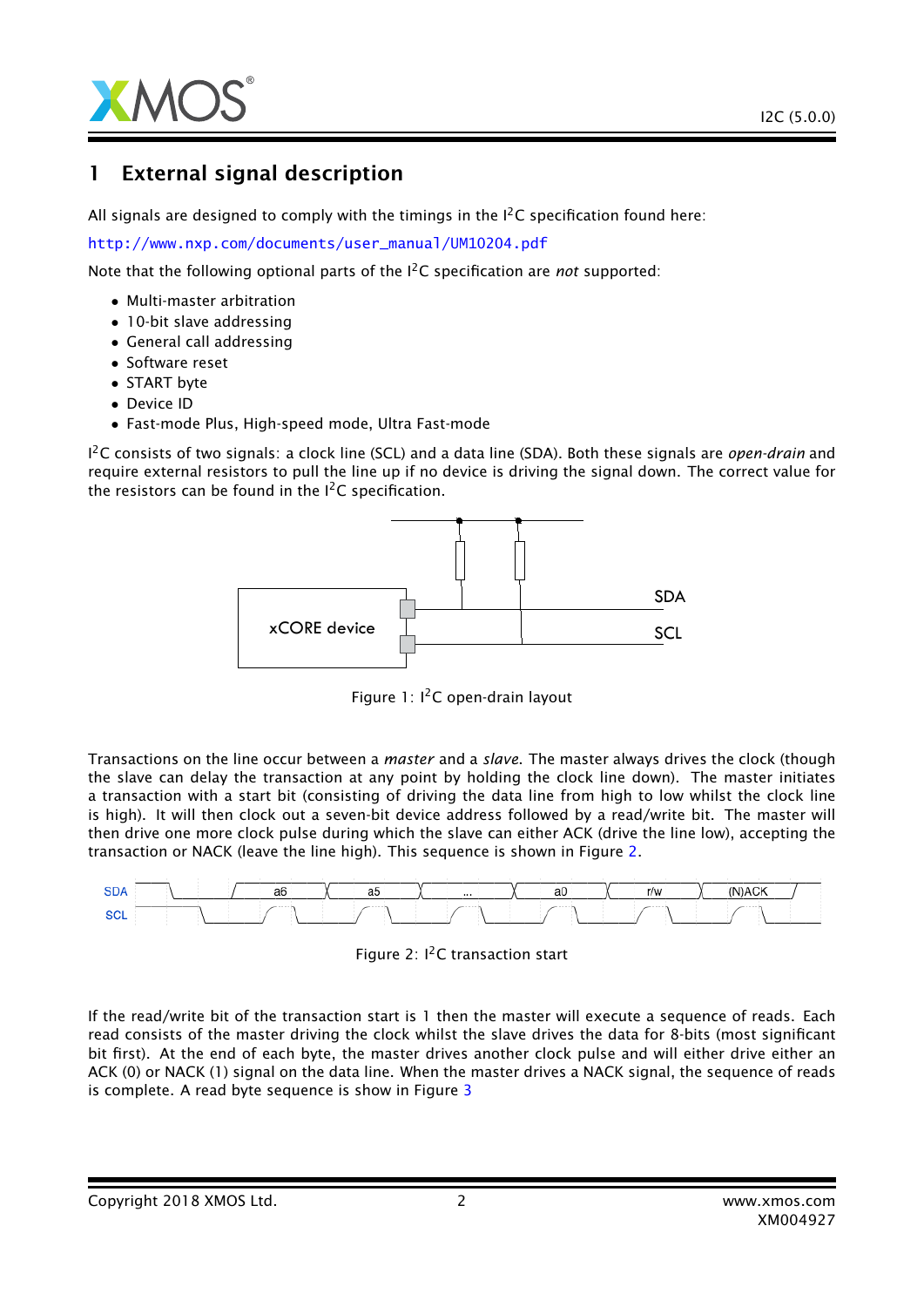# 1 External signal description

All signals are designed to comply with the timings in the I²C specification found here:

http://www.nxp.com/documents/user_manual/UM10204.pdf

Note that the following optional parts of the I²C specification are *not* supported:

- Multi-master arbitration
- 10-bit slave addressing
- General call addressing
- Software reset
- START byte
- Device ID
- Fast-mode Plus, High-speed mode, Ultra Fast-mode

I²C consists of two signals: a clock line (SCL) and a data line (SDA). Both these signals are *open-drain* and require external resistors to pull the line up if no device is driving the signal down. The correct value for the resistors can be found in the I²C specification.

Figure 1: I²C open-drain layout

Transactions on the line occur between a *master* and a *slave*. The master always drives the clock (though the slave can delay the transaction at any point by holding the clock line down). The master initiates a transaction with a start bit (consisting of driving the data line from high to low whilst the clock line is high). It will then clock out a seven-bit device address followed by a read/write bit. The master will then drive one more clock pulse during which the slave can either ACK (drive the line low), accepting the transaction or NACK (leave the line high). This sequence is shown in Figure 2.

Figure 2: I²C transaction start

If the read/write bit of the transaction start is 1 then the master will execute a sequence of reads. Each read consists of the master driving the clock whilst the slave drives the data for 8-bits (most significant bit first). At the end of each byte, the master drives another clock pulse and will either drive either an ACK (0) or NACK (1) signal on the data line. When the master drives a NACK signal, the sequence of reads is complete. A read byte sequence is show in Figure 3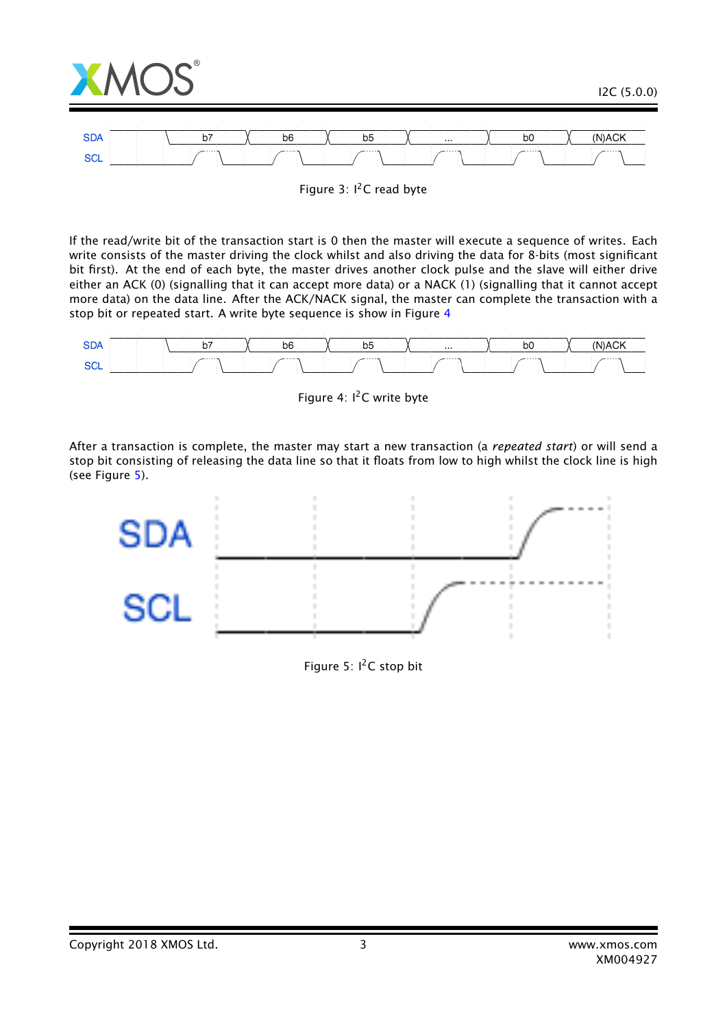Figure 3: I²C read byte

If the read/write bit of the transaction start is 0 then the master will execute a sequence of writes. Each write consists of the master driving the clock whilst and also driving the data for 8-bits (most significant bit first). At the end of each byte, the master drives another clock pulse and the slave will either drive either an ACK (0) (signalling that it can accept more data) or a NACK (1) (signalling that it cannot accept more data) on the data line. After the ACK/NACK signal, the master can complete the transaction with a stop bit or repeated start. A write byte sequence is show in Figure 4

Figure 4: I²C write byte

After a transaction is complete, the master may start a new transaction (a *repeated start*) or will send a stop bit consisting of releasing the data line so that it floats from low to high whilst the clock line is high (see Figure 5).

Figure 5: I²C stop bit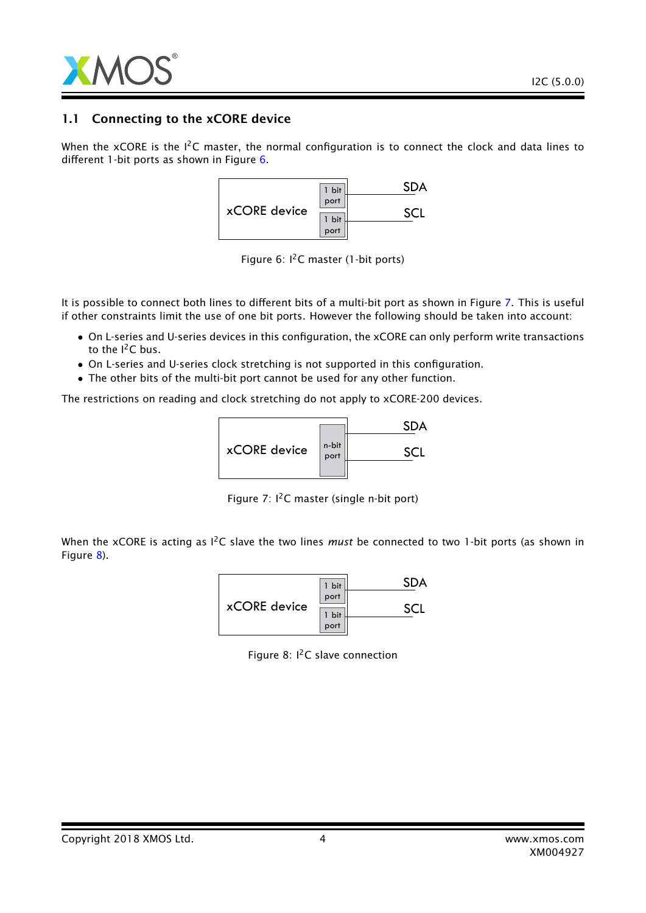## 1.1 Connecting to the xCORE device

When the xCORE is the I$^2$C master, the normal configuration is to connect the clock and data lines to different 1-bit ports as shown in Figure 6.

Figure 6: I$^2$C master (1-bit ports)

It is possible to connect both lines to different bits of a multi-bit port as shown in Figure 7. This is useful if other constraints limit the use of one bit ports. However the following should be taken into account:

- On L-series and U-series devices in this configuration, the xCORE can only perform write transactions to the I$^2$C bus.
- On L-series and U-series clock stretching is not supported in this configuration.
- The other bits of the multi-bit port cannot be used for any other function.

The restrictions on reading and clock stretching do not apply to xCORE-200 devices.

Figure 7: I$^2$C master (single n-bit port)

When the xCORE is acting as I$^2$C slave the two lines *must* be connected to two 1-bit ports (as shown in Figure 8).

Figure 8: I$^2$C slave connection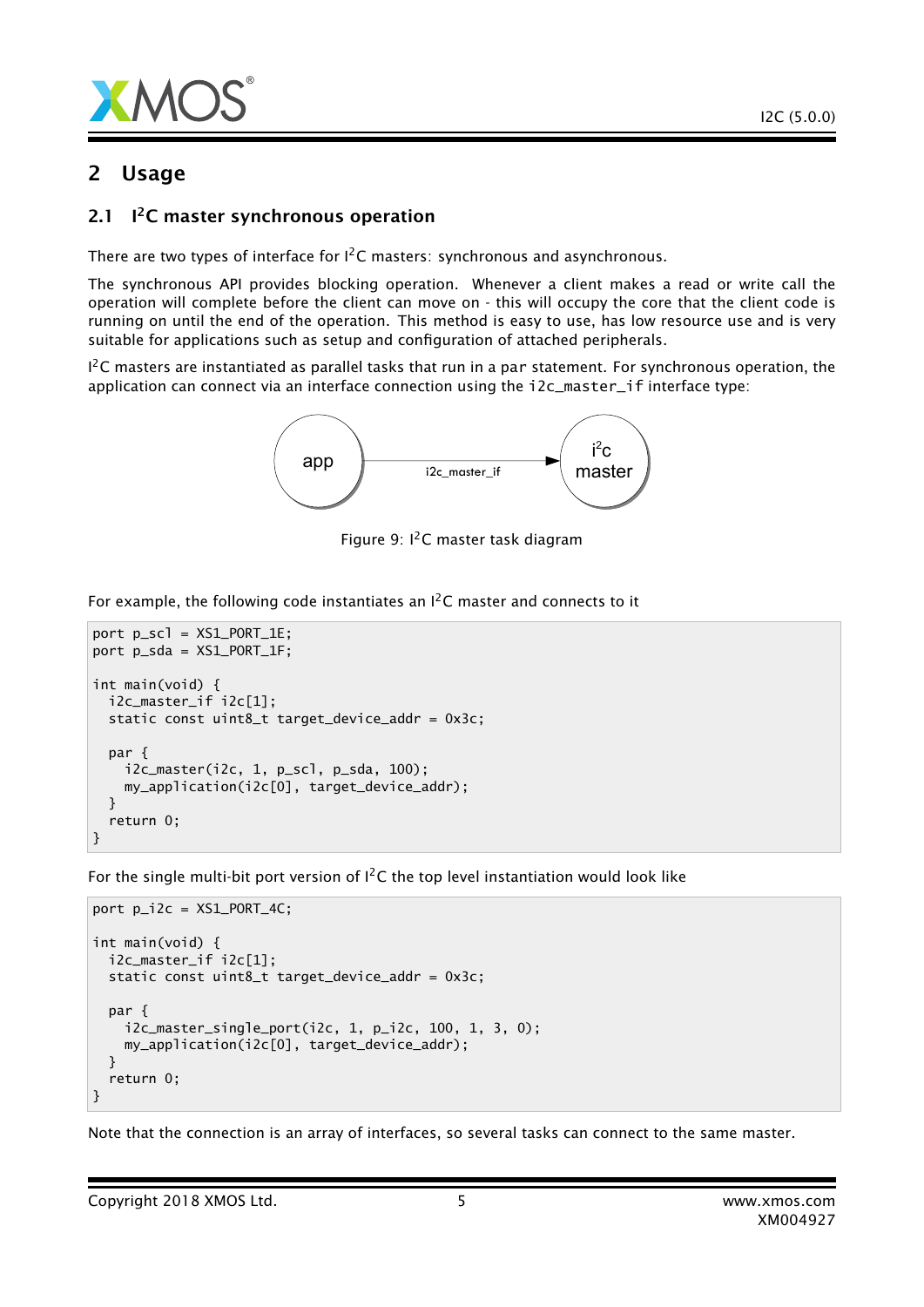## 2 Usage

### 2.1 I$^2$C master synchronous operation

There are two types of interface for I$^2$C masters: synchronous and asynchronous.

The synchronous API provides blocking operation. Whenever a client makes a read or write call the operation will complete before the client can move on - this will occupy the core that the client code is running on until the end of the operation. This method is easy to use, has low resource use and is very suitable for applications such as setup and configuration of attached peripherals.

I$^2$C masters are instantiated as parallel tasks that run in a par statement. For synchronous operation, the application can connect via an interface connection using the i2c_master_if interface type:

Figure 9: I$^2$C master task diagram

For example, the following code instantiates an I$^2$C master and connects to it

```
port p_scl = XS1_PORT_1E;
port p_sda = XS1_PORT_1F;

int main(void) {
  i2c_master_if i2c[1];
  static const uint8_t target_device_addr = 0x3c;

  par {
    i2c_master(i2c, 1, p_scl, p_sda, 100);
    my_application(i2c[0], target_device_addr);
  }
  return 0;
}
```

For the single multi-bit port version of I$^2$C the top level instantiation would look like

```
port p_i2c = XS1_PORT_4C;

int main(void) {
  i2c_master_if i2c[1];
  static const uint8_t target_device_addr = 0x3c;

  par {
    i2c_master_single_port(i2c, 1, p_i2c, 100, 1, 3, 0);
    my_application(i2c[0], target_device_addr);
  }
  return 0;
}
```

Note that the connection is an array of interfaces, so several tasks can connect to the same master.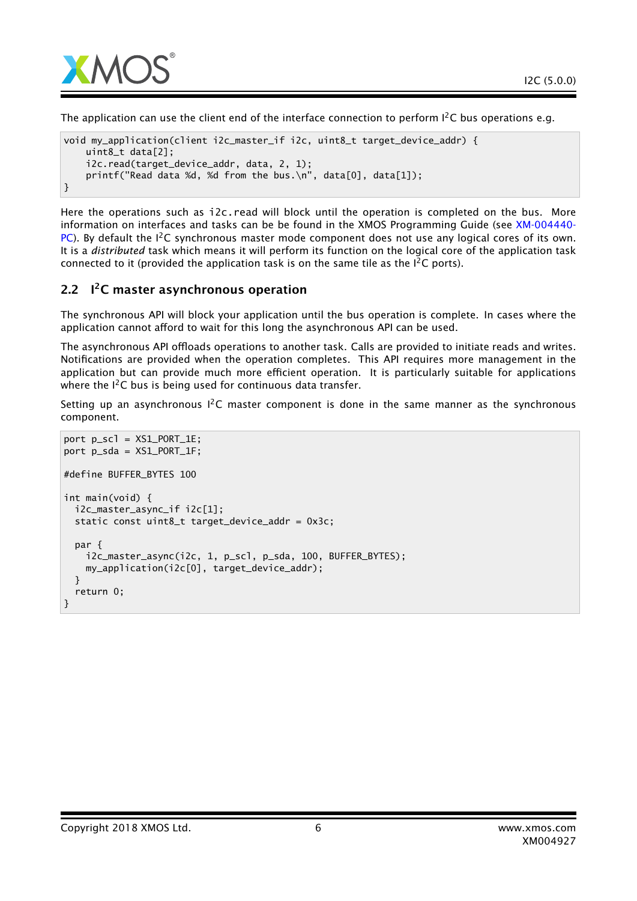The application can use the client end of the interface connection to perform I$^2$C bus operations e.g.

```
void my_application(client i2c_master_if i2c, uint8_t target_device_addr) {
    uint8_t data[2];
    i2c.read(target_device_addr, data, 2, 1);
    printf("Read data %d, %d from the bus.\n", data[0], data[1]);
}
```

Here the operations such as i2c.read will block until the operation is completed on the bus. More information on interfaces and tasks can be be found in the XMOS Programming Guide (see XM-004440-PC). By default the I$^2$C synchronous master mode component does not use any logical cores of its own. It is a *distributed* task which means it will perform its function on the logical core of the application task connected to it (provided the application task is on the same tile as the I$^2$C ports).

## 2.2 I$^2$C master asynchronous operation

The synchronous API will block your application until the bus operation is complete. In cases where the application cannot afford to wait for this long the asynchronous API can be used.

The asynchronous API offloads operations to another task. Calls are provided to initiate reads and writes. Notifications are provided when the operation completes. This API requires more management in the application but can provide much more efficient operation. It is particularly suitable for applications where the I$^2$C bus is being used for continuous data transfer.

Setting up an asynchronous I$^2$C master component is done in the same manner as the synchronous component.

```
port p_scl = XS1_PORT_1E;
port p_sda = XS1_PORT_1F;

#define BUFFER_BYTES 100

int main(void) {
  i2c_master_async_if i2c[1];
  static const uint8_t target_device_addr = 0x3c;

  par {
    i2c_master_async(i2c, 1, p_scl, p_sda, 100, BUFFER_BYTES);
    my_application(i2c[0], target_device_addr);
  }
  return 0;
}
```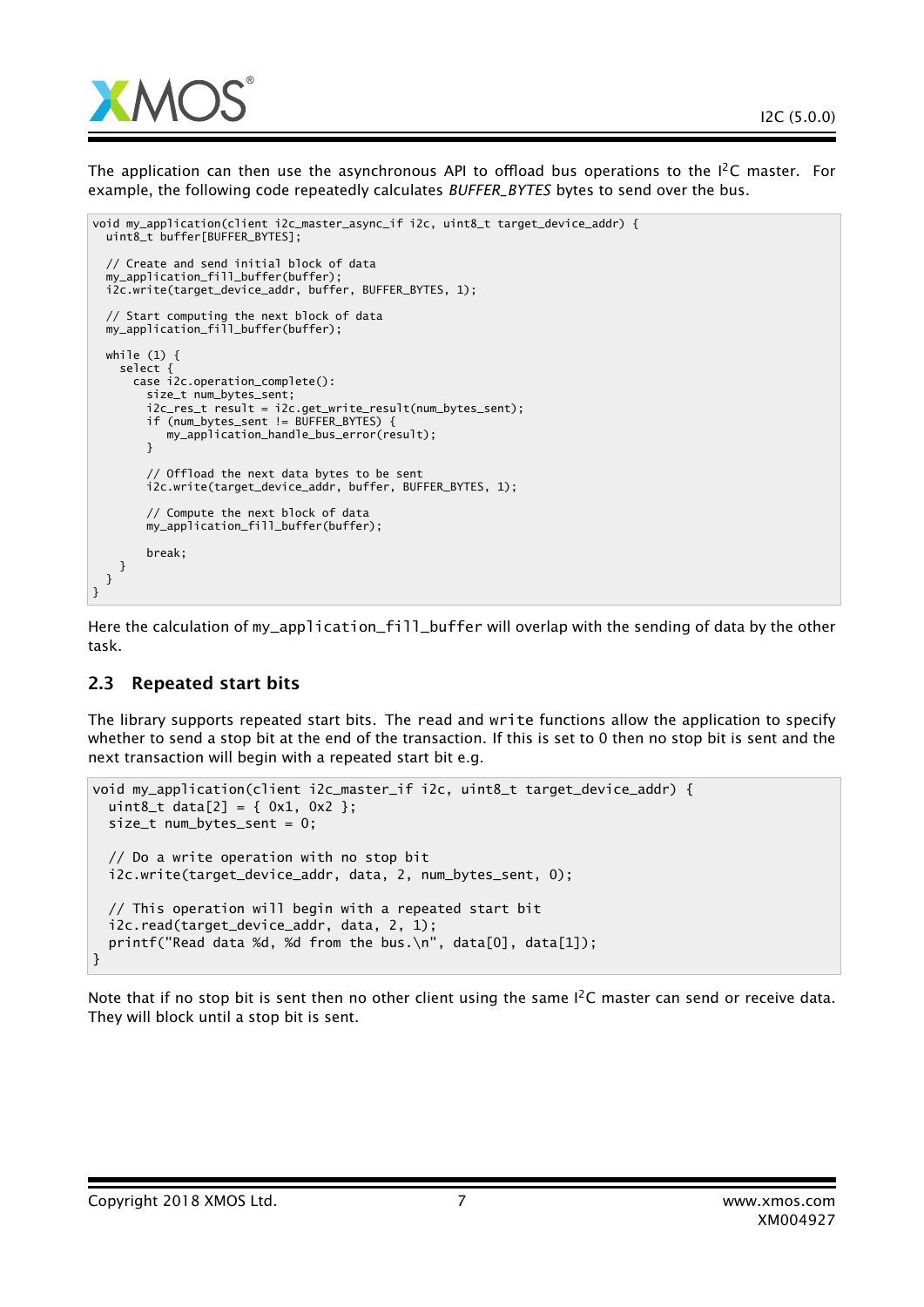The application can then use the asynchronous API to offload bus operations to the I²C master. For example, the following code repeatedly calculates *BUFFER_BYTES* bytes to send over the bus.

```
void my_application(client i2c_master_async_if i2c, uint8_t target_device_addr) {
  uint8_t buffer[BUFFER_BYTES];

  // Create and send initial block of data
  my_application_fill_buffer(buffer);
  i2c.write(target_device_addr, buffer, BUFFER_BYTES, 1);

  // Start computing the next block of data
  my_application_fill_buffer(buffer);

  while (1) {
    select {
      case i2c.operation_complete():
        size_t num_bytes_sent;
        i2c_res_t result = i2c.get_write_result(num_bytes_sent);
        if (num_bytes_sent != BUFFER_BYTES) {
           my_application_handle_bus_error(result);
        }

        // Offload the next data bytes to be sent
        i2c.write(target_device_addr, buffer, BUFFER_BYTES, 1);

        // Compute the next block of data
        my_application_fill_buffer(buffer);

        break;
    }
  }
}
```

Here the calculation of `my_application_fill_buffer` will overlap with the sending of data by the other task.

## 2.3 Repeated start bits

The library supports repeated start bits. The `read` and `write` functions allow the application to specify whether to send a stop bit at the end of the transaction. If this is set to 0 then no stop bit is sent and the next transaction will begin with a repeated start bit e.g.

```
void my_application(client i2c_master_if i2c, uint8_t target_device_addr) {
  uint8_t data[2] = { 0x1, 0x2 };
  size_t num_bytes_sent = 0;

  // Do a write operation with no stop bit
  i2c.write(target_device_addr, data, 2, num_bytes_sent, 0);

  // This operation will begin with a repeated start bit
  i2c.read(target_device_addr, data, 2, 1);
  printf("Read data %d, %d from the bus.\n", data[0], data[1]);
}
```

Note that if no stop bit is sent then no other client using the same I²C master can send or receive data. They will block until a stop bit is sent.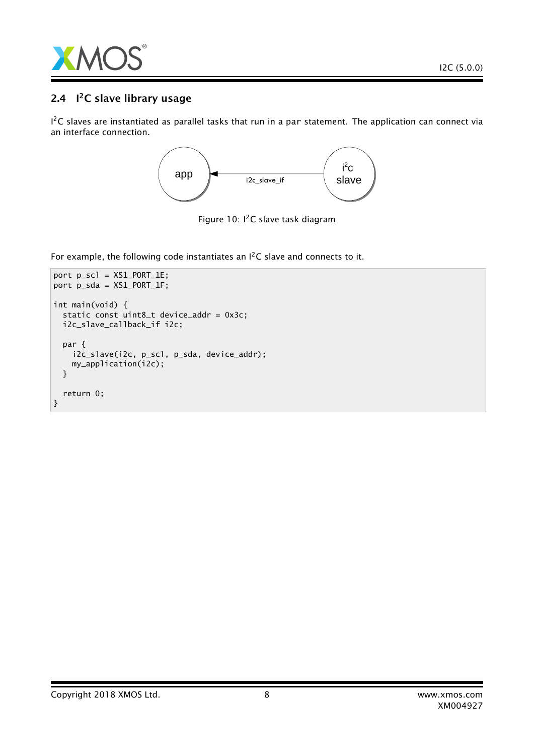## 2.4 I$^2$C slave library usage

I$^2$C slaves are instantiated as parallel tasks that run in a par statement. The application can connect via an interface connection.

Figure 10: I$^2$C slave task diagram

For example, the following code instantiates an I$^2$C slave and connects to it.

```
port p_scl = XS1_PORT_1E;
port p_sda = XS1_PORT_1F;

int main(void) {
  static const uint8_t device_addr = 0x3c;
  i2c_slave_callback_if i2c;

  par {
    i2c_slave(i2c, p_scl, p_sda, device_addr);
    my_application(i2c);
  }

  return 0;
}
```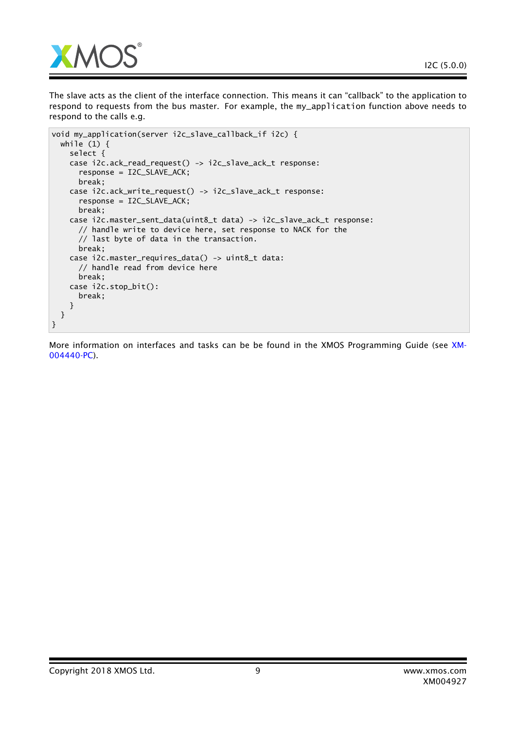The slave acts as the client of the interface connection. This means it can "callback" to the application to respond to requests from the bus master. For example, the `my_application` function above needs to respond to the calls e.g.

```
void my_application(server i2c_slave_callback_if i2c) {
  while (1) {
    select {
    case i2c.ack_read_request() -> i2c_slave_ack_t response:
      response = I2C_SLAVE_ACK;
      break;
    case i2c.ack_write_request() -> i2c_slave_ack_t response:
      response = I2C_SLAVE_ACK;
      break;
    case i2c.master_sent_data(uint8_t data) -> i2c_slave_ack_t response:
      // handle write to device here, set response to NACK for the
      // last byte of data in the transaction.
      break;
    case i2c.master_requires_data() -> uint8_t data:
      // handle read from device here
      break;
    case i2c.stop_bit():
      break;
    }
  }
}
```

More information on interfaces and tasks can be be found in the XMOS Programming Guide (see XM-004440-PC).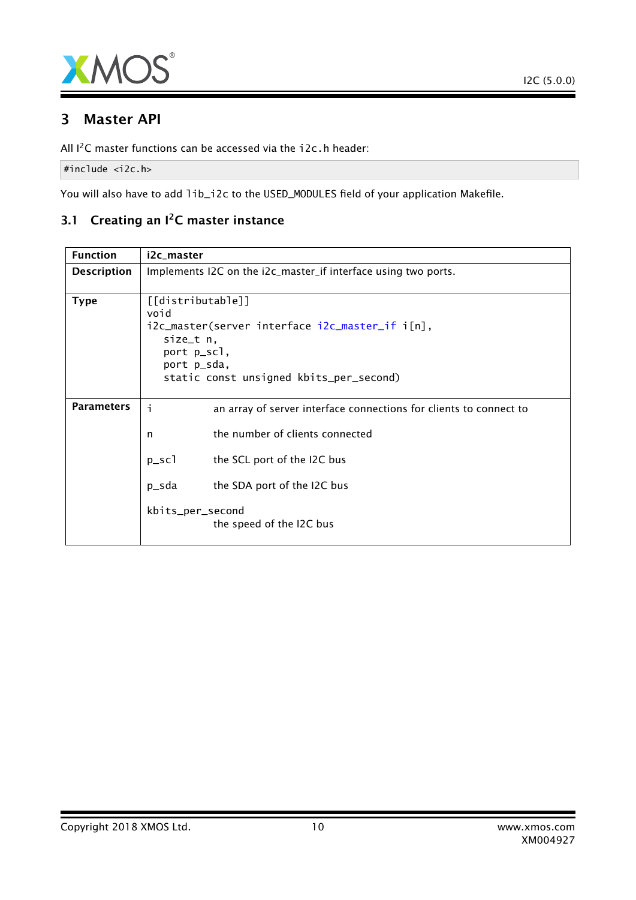# 3 Master API

All I²C master functions can be accessed via the i2c.h header:

```
#include <i2c.h>
```

You will also have to add lib_i2c to the USED_MODULES field of your application Makefile.

## 3.1 Creating an I²C master instance

| Function | i2c_master |
|---|---|
| Description | Implements I2C on the i2c_master_if interface using two ports. |
| Type | [[distributable]]<br>void<br>i2c_master(server interface i2c_master_if i[n],<br>size_t n,<br>port p_scl,<br>port p_sda,<br>static const unsigned kbits_per_second) |
| Parameters | i — an array of server interface connections for clients to connect to<br><br>n — the number of clients connected<br><br>p_scl — the SCL port of the I2C bus<br><br>p_sda — the SDA port of the I2C bus<br><br>kbits_per_second — the speed of the I2C bus |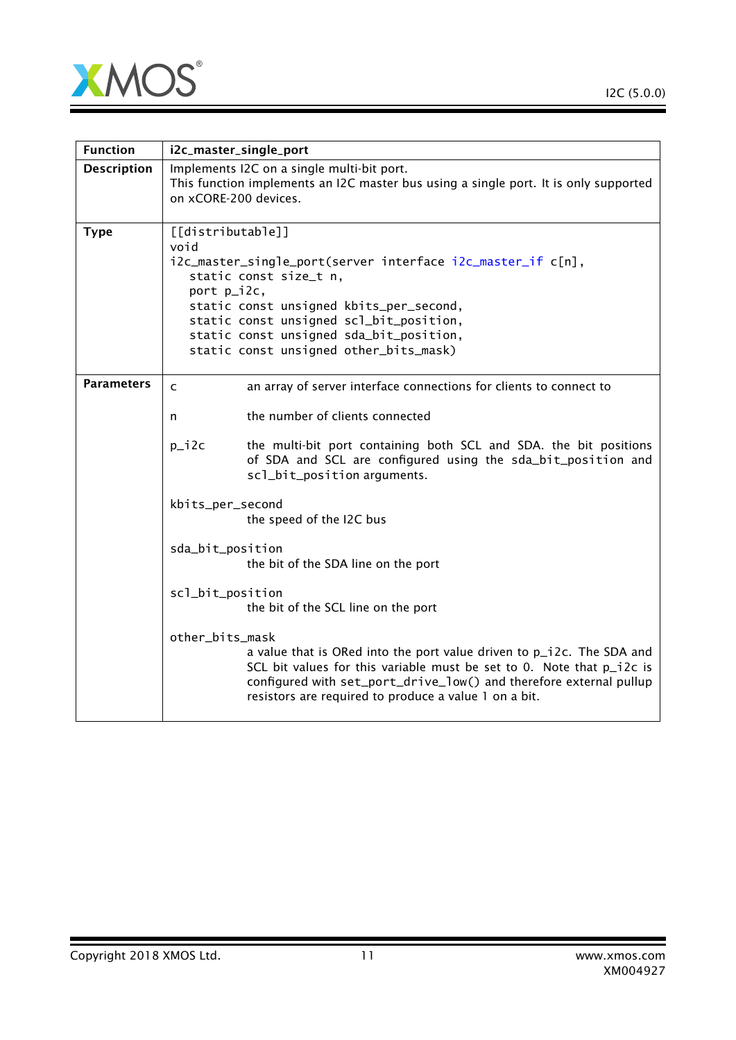| Function | i2c_master_single_port |
| --- | --- |
| Description | Implements I2C on a single multi-bit port.<br>This function implements an I2C master bus using a single port. It is only supported on xCORE-200 devices. |
| Type | `[[distributable]]`<br>`void`<br>`i2c_master_single_port(server interface i2c_master_if c[n],`<br>`static const size_t n,`<br>`port p_i2c,`<br>`static const unsigned kbits_per_second,`<br>`static const unsigned scl_bit_position,`<br>`static const unsigned sda_bit_position,`<br>`static const unsigned other_bits_mask)` |
| Parameters | `c` an array of server interface connections for clients to connect to<br><br>`n` the number of clients connected<br><br>`p_i2c` the multi-bit port containing both SCL and SDA. the bit positions of SDA and SCL are configured using the sda_bit_position and scl_bit_position arguments.<br><br>`kbits_per_second` the speed of the I2C bus<br><br>`sda_bit_position` the bit of the SDA line on the port<br><br>`scl_bit_position` the bit of the SCL line on the port<br><br>`other_bits_mask` a value that is ORed into the port value driven to p_i2c. The SDA and SCL bit values for this variable must be set to 0. Note that p_i2c is configured with set_port_drive_low() and therefore external pullup resistors are required to produce a value 1 on a bit. |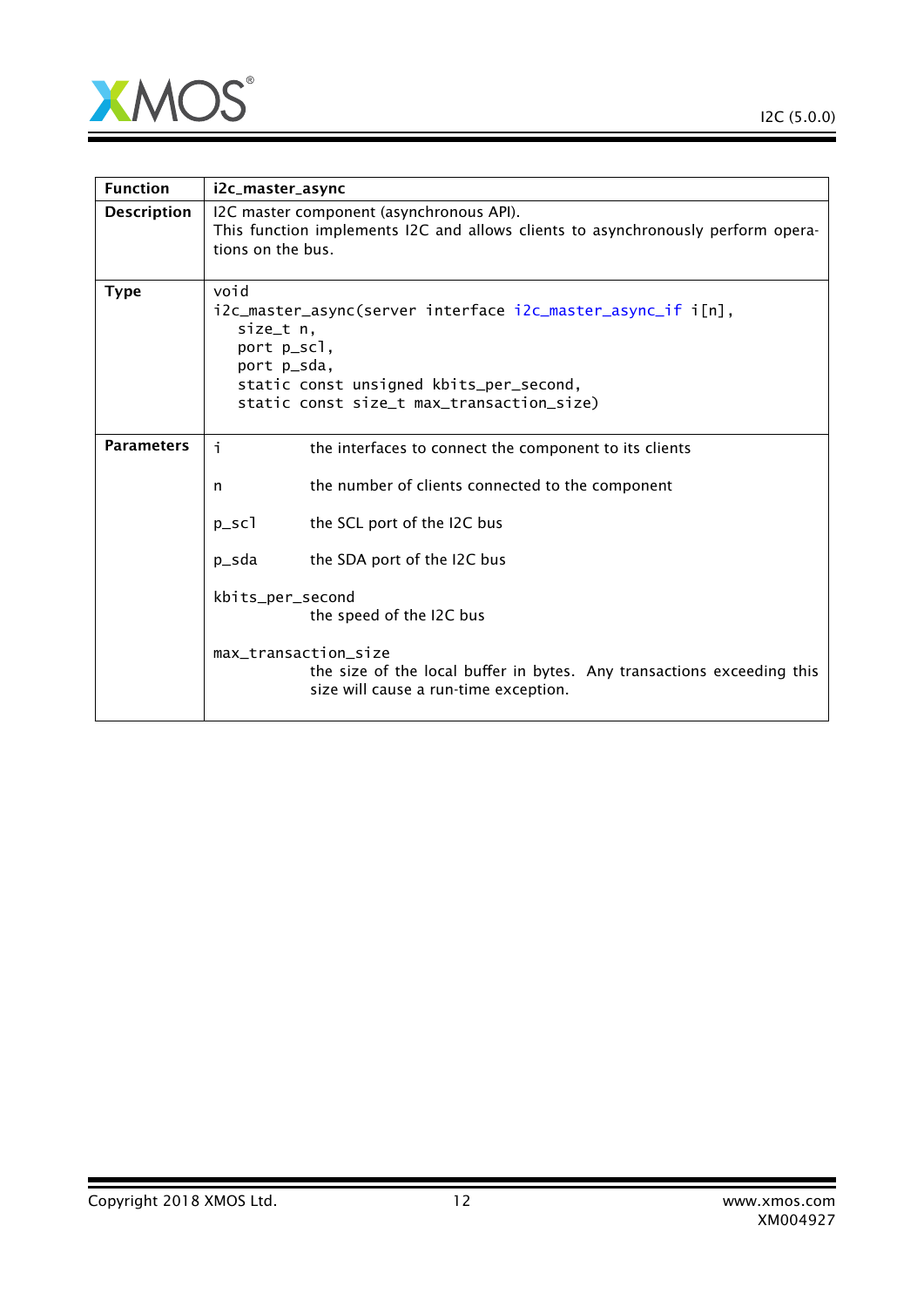| Function | i2c_master_async |
|---|---|
| Description | I2C master component (asynchronous API).<br>This function implements I2C and allows clients to asynchronously perform operations on the bus. |
| Type | `void`<br>`i2c_master_async(server interface i2c_master_async_if i[n],`<br>`size_t n,`<br>`port p_scl,`<br>`port p_sda,`<br>`static const unsigned kbits_per_second,`<br>`static const size_t max_transaction_size)` |
| Parameters | `i` the interfaces to connect the component to its clients<br><br>`n` the number of clients connected to the component<br><br>`p_scl` the SCL port of the I2C bus<br><br>`p_sda` the SDA port of the I2C bus<br><br>`kbits_per_second` the speed of the I2C bus<br><br>`max_transaction_size` the size of the local buffer in bytes. Any transactions exceeding this size will cause a run-time exception. |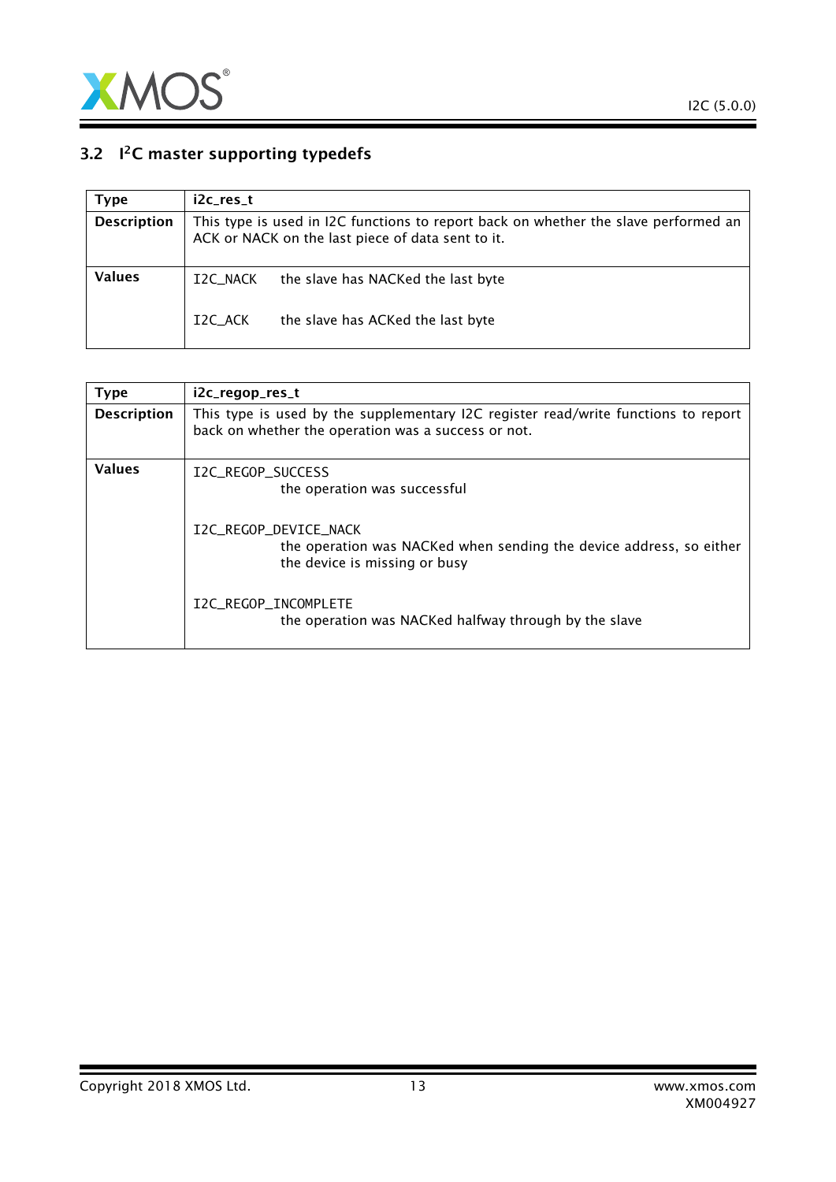## 3.2 I[2]C master supporting typedefs

| Type | i2c_res_t |
|---|---|
| **Description** | This type is used in I2C functions to report back on whether the slave performed an ACK or NACK on the last piece of data sent to it. |
| **Values** | I2C_NACK &nbsp;&nbsp; the slave has NACKed the last byte<br><br>I2C_ACK &nbsp;&nbsp; the slave has ACKed the last byte |

| Type | i2c_regop_res_t |
|---|---|
| **Description** | This type is used by the supplementary I2C register read/write functions to report back on whether the operation was a success or not. |
| **Values** | I2C_REGOP_SUCCESS<br>the operation was successful<br><br>I2C_REGOP_DEVICE_NACK<br>the operation was NACKed when sending the device address, so either the device is missing or busy<br><br>I2C_REGOP_INCOMPLETE<br>the operation was NACKed halfway through by the slave |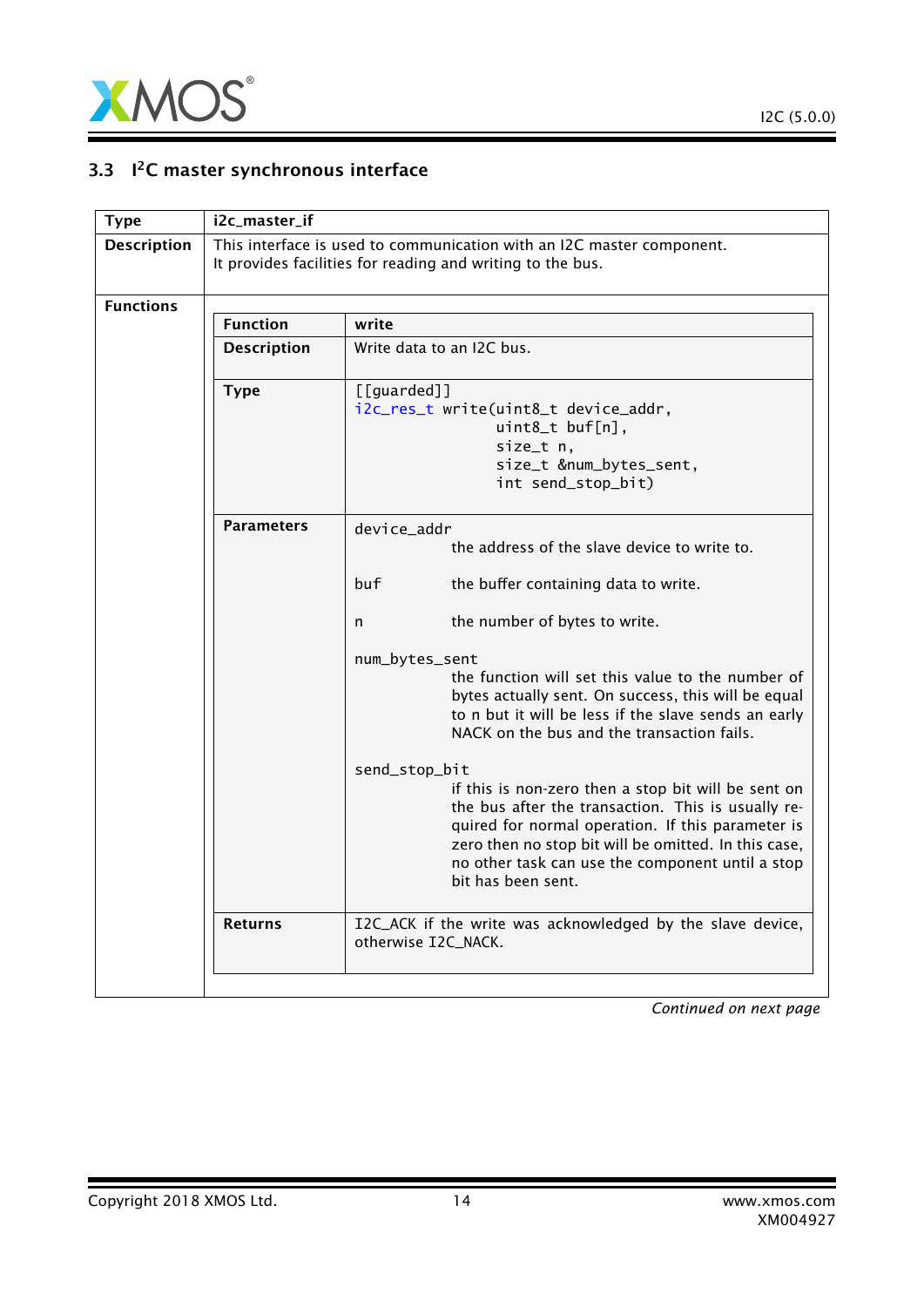## 3.3 I²C master synchronous interface

| Type | i2c_master_if |
|---|---|
| Description | This interface is used to communication with an I2C master component.<br>It provides facilities for reading and writing to the bus. |
| Functions | |

| Function | write |
|---|---|
| Description | Write data to an I2C bus. |
| Type | `[[guarded]]`<br>`i2c_res_t write(uint8_t device_addr,`<br>`uint8_t buf[n],`<br>`size_t n,`<br>`size_t &num_bytes_sent,`<br>`int send_stop_bit)` |
| Parameters | `device_addr` the address of the slave device to write to.<br><br>`buf` the buffer containing data to write.<br><br>`n` the number of bytes to write.<br><br>`num_bytes_sent` the function will set this value to the number of bytes actually sent. On success, this will be equal to n but it will be less if the slave sends an early NACK on the bus and the transaction fails.<br><br>`send_stop_bit` if this is non-zero then a stop bit will be sent on the bus after the transaction. This is usually required for normal operation. If this parameter is zero then no stop bit will be omitted. In this case, no other task can use the component until a stop bit has been sent. |
| Returns | I2C_ACK if the write was acknowledged by the slave device, otherwise I2C_NACK. |

*Continued on next page*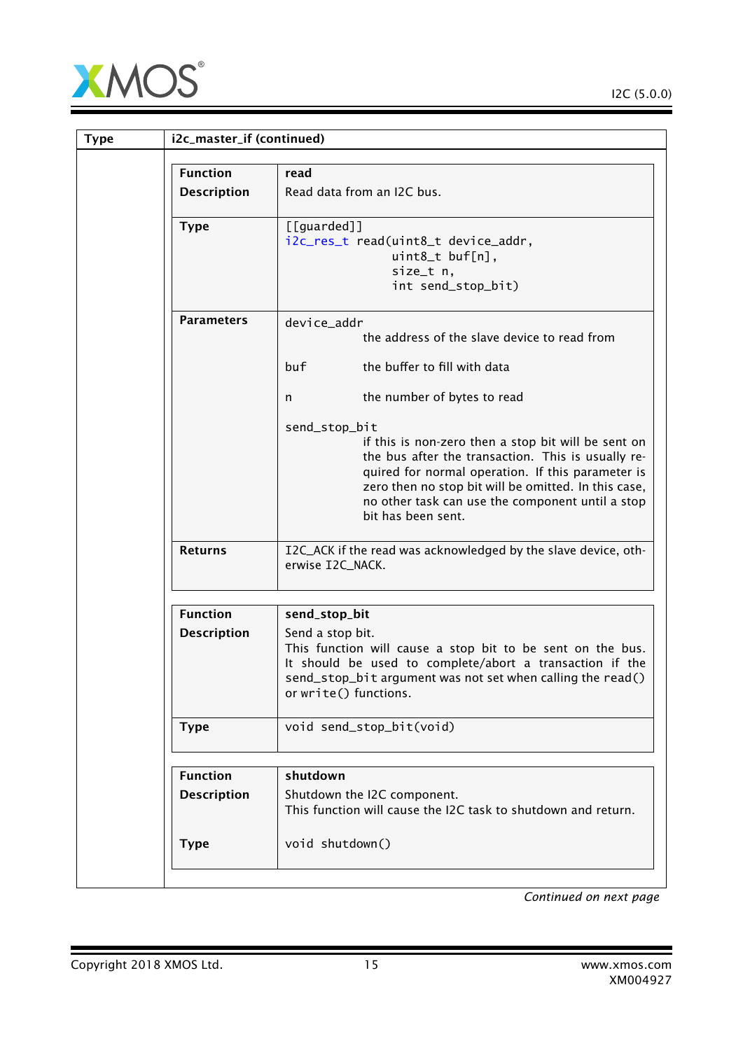| Type | i2c_master_if (continued) |
|---|---|
| | |

| Function | **read** |
|---|---|
| Description | Read data from an I2C bus. |
| Type | `[[guarded]]`<br>`i2c_res_t read(uint8_t device_addr,`<br>`uint8_t buf[n],`<br>`size_t n,`<br>`int send_stop_bit)` |
| Parameters | `device_addr` the address of the slave device to read from<br><br>`buf` the buffer to fill with data<br><br>`n` the number of bytes to read<br><br>`send_stop_bit` if this is non-zero then a stop bit will be sent on the bus after the transaction. This is usually required for normal operation. If this parameter is zero then no stop bit will be omitted. In this case, no other task can use the component until a stop bit has been sent. |
| Returns | I2C_ACK if the read was acknowledged by the slave device, otherwise I2C_NACK. |

| Function | **send_stop_bit** |
|---|---|
| Description | Send a stop bit.<br>This function will cause a stop bit to be sent on the bus. It should be used to complete/abort a transaction if the `send_stop_bit` argument was not set when calling the `read()` or `write()` functions. |
| Type | `void send_stop_bit(void)` |

| Function | **shutdown** |
|---|---|
| Description | Shutdown the I2C component.<br>This function will cause the I2C task to shutdown and return. |
| Type | `void shutdown()` |

*Continued on next page*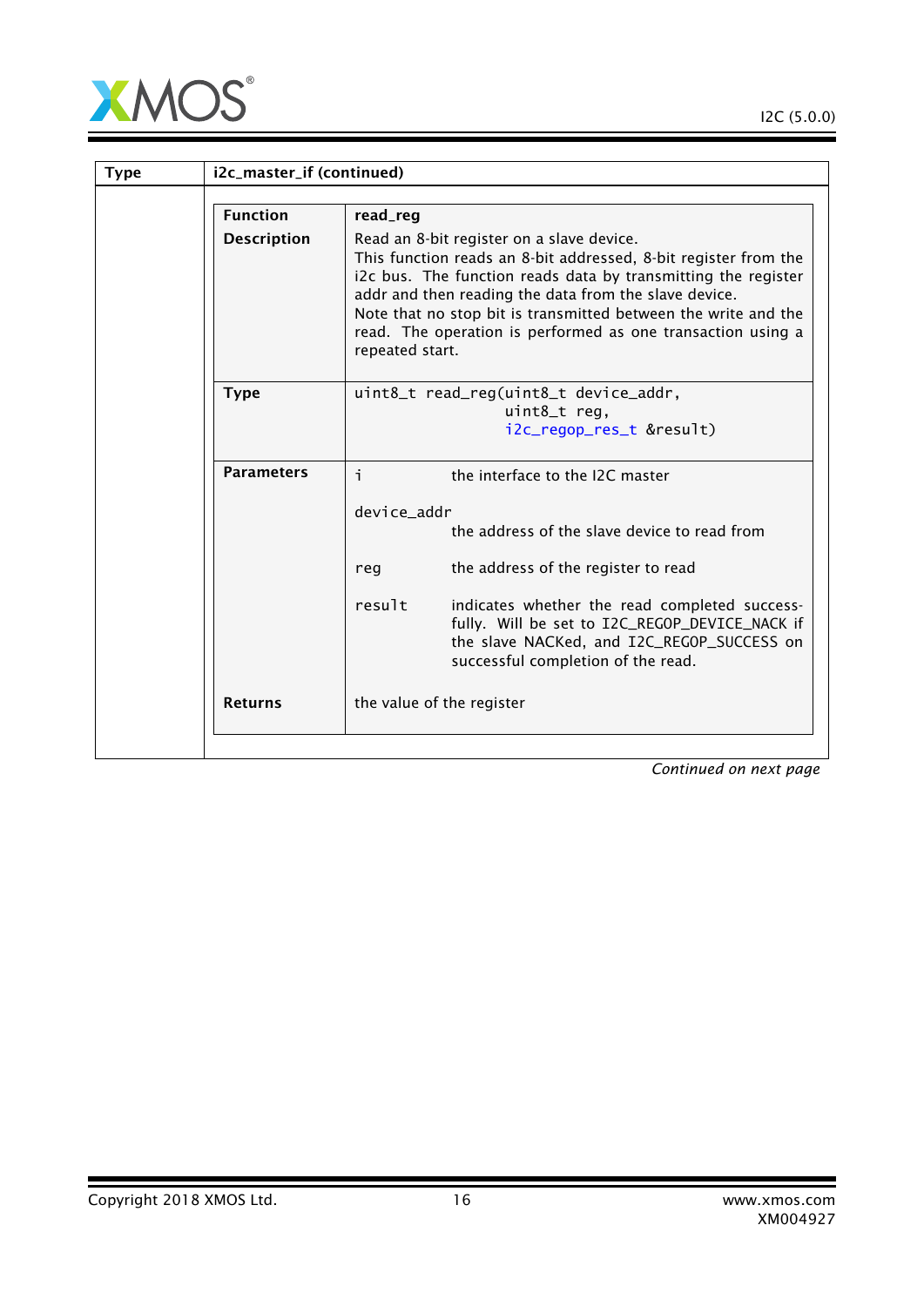| Type | i2c_master_if (continued) |
|---|---|
| | |

| Function | read_reg |
|---|---|
| **Description** | Read an 8-bit register on a slave device.<br>This function reads an 8-bit addressed, 8-bit register from the i2c bus. The function reads data by transmitting the register addr and then reading the data from the slave device.<br>Note that no stop bit is transmitted between the write and the read. The operation is performed as one transaction using a repeated start. |
| **Type** | `uint8_t read_reg(uint8_t device_addr, uint8_t reg, i2c_regop_res_t &result)` |
| **Parameters** | `i` the interface to the I2C master<br><br>`device_addr` the address of the slave device to read from<br><br>`reg` the address of the register to read<br><br>`result` indicates whether the read completed successfully. Will be set to I2C_REGOP_DEVICE_NACK if the slave NACKed, and I2C_REGOP_SUCCESS on successful completion of the read. |
| **Returns** | the value of the register |

*Continued on next page*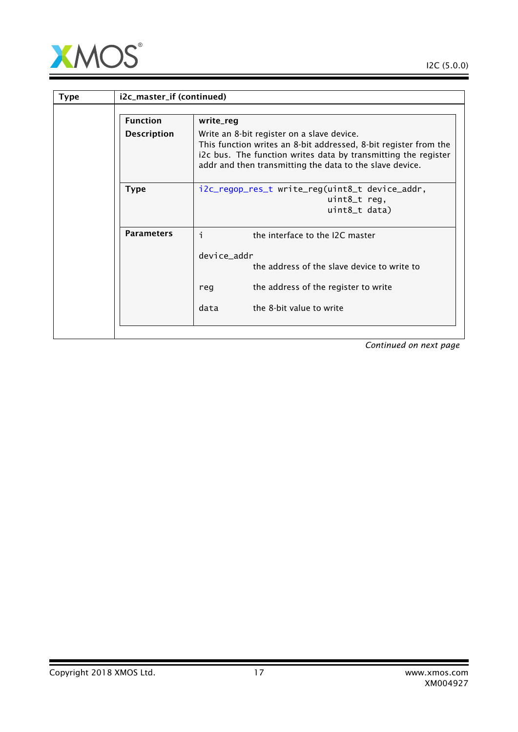| Type | i2c_master_if (continued) |
|---|---|
| | |

| Function | write_reg |
|---|---|
| Description | Write an 8-bit register on a slave device.<br>This function writes an 8-bit addressed, 8-bit register from the i2c bus. The function writes data by transmitting the register addr and then transmitting the data to the slave device. |
| Type | `i2c_regop_res_t write_reg(uint8_t device_addr, uint8_t reg, uint8_t data)` |
| Parameters | `i` the interface to the I2C master<br>`device_addr` the address of the slave device to write to<br>`reg` the address of the register to write<br>`data` the 8-bit value to write |

*Continued on next page*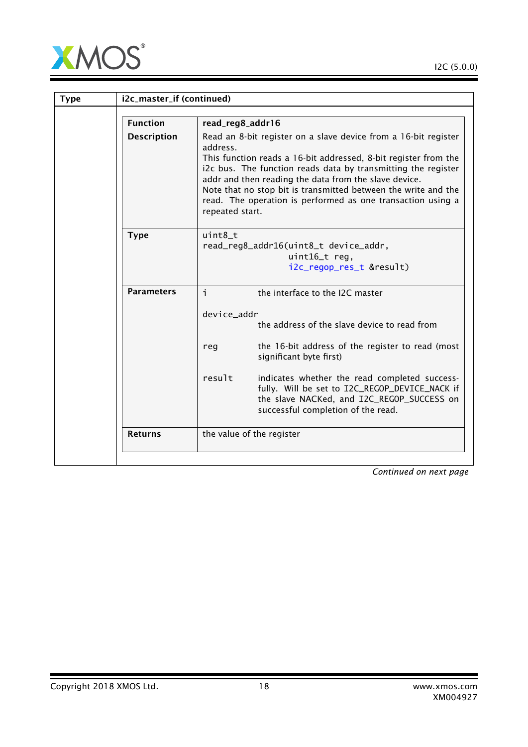| Type | i2c_master_if (continued) |
|---|---|
| | |

| Function | read_reg8_addr16 |
|---|---|
| Description | Read an 8-bit register on a slave device from a 16-bit register address.<br>This function reads a 16-bit addressed, 8-bit register from the i2c bus. The function reads data by transmitting the register addr and then reading the data from the slave device.<br>Note that no stop bit is transmitted between the write and the read. The operation is performed as one transaction using a repeated start. |
| Type | `uint8_t read_reg8_addr16(uint8_t device_addr, uint16_t reg, i2c_regop_res_t &result)` |
| Parameters | `i` the interface to the I2C master<br><br>`device_addr` the address of the slave device to read from<br><br>`reg` the 16-bit address of the register to read (most significant byte first)<br><br>`result` indicates whether the read completed successfully. Will be set to I2C_REGOP_DEVICE_NACK if the slave NACKed, and I2C_REGOP_SUCCESS on successful completion of the read. |
| Returns | the value of the register |

*Continued on next page*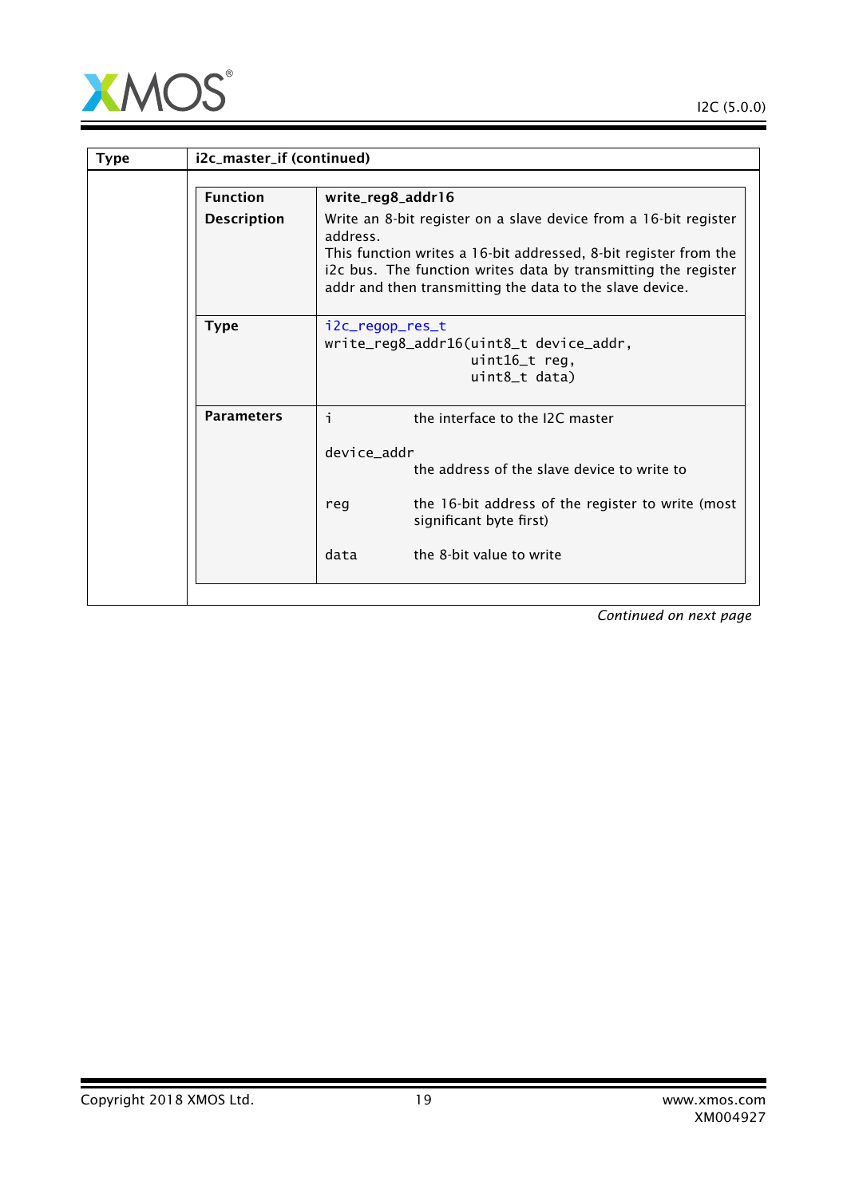| Type | i2c_master_if (continued) |
|---|---|
| | |

| Function | write_reg8_addr16 |
|---|---|
| Description | Write an 8-bit register on a slave device from a 16-bit register address. This function writes a 16-bit addressed, 8-bit register from the i2c bus. The function writes data by transmitting the register addr and then transmitting the data to the slave device. |
| Type | `i2c_regop_res_t write_reg8_addr16(uint8_t device_addr, uint16_t reg, uint8_t data)` |
| Parameters | `i` the interface to the I2C master<br>`device_addr` the address of the slave device to write to<br>`reg` the 16-bit address of the register to write (most significant byte first)<br>`data` the 8-bit value to write |

*Continued on next page*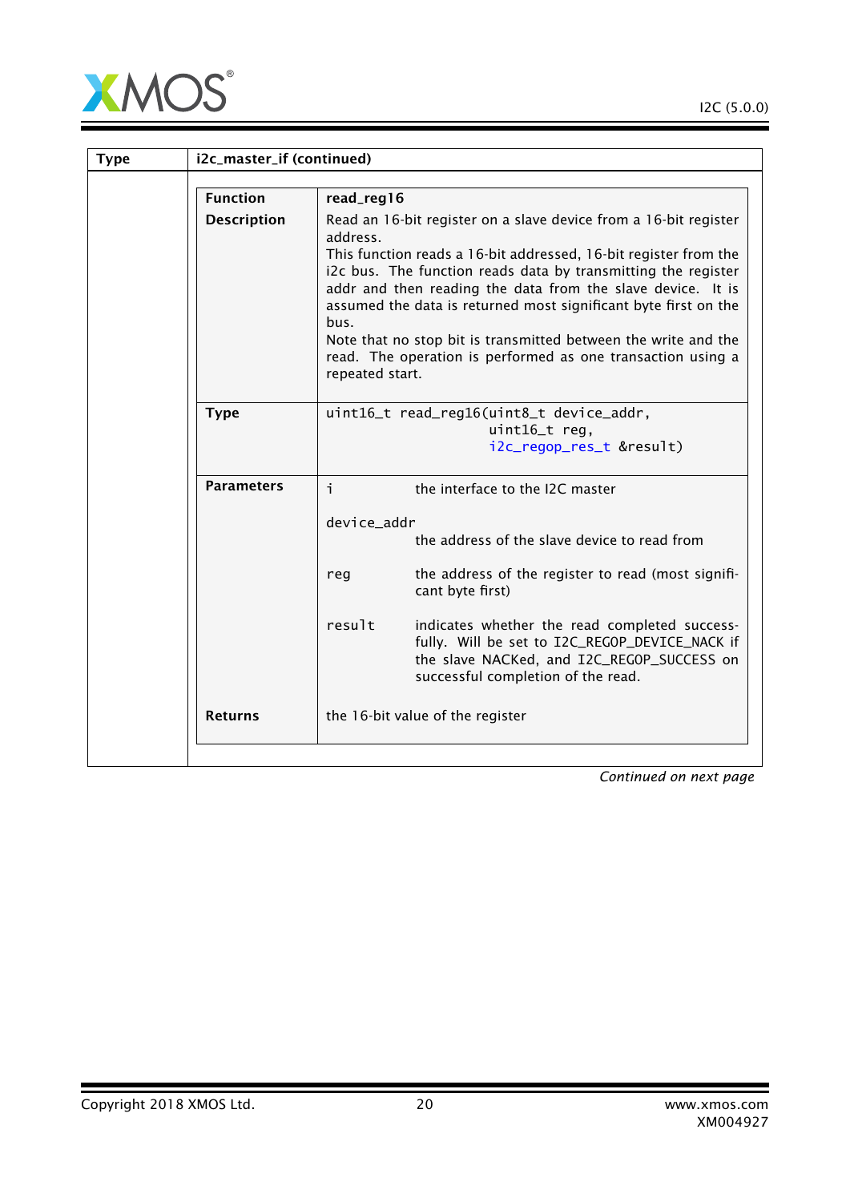| Type | i2c_master_if (continued) |
|---|---|
| | |

| Function | read_reg16 |
|---|---|
| Description | Read an 16-bit register on a slave device from a 16-bit register address.<br>This function reads a 16-bit addressed, 16-bit register from the i2c bus. The function reads data by transmitting the register addr and then reading the data from the slave device. It is assumed the data is returned most significant byte first on the bus.<br>Note that no stop bit is transmitted between the write and the read. The operation is performed as one transaction using a repeated start. |
| Type | `uint16_t read_reg16(uint8_t device_addr, uint16_t reg, i2c_regop_res_t &result)` |
| Parameters | `i` the interface to the I2C master<br><br>`device_addr` the address of the slave device to read from<br><br>`reg` the address of the register to read (most significant byte first)<br><br>`result` indicates whether the read completed successfully. Will be set to I2C_REGOP_DEVICE_NACK if the slave NACKed, and I2C_REGOP_SUCCESS on successful completion of the read. |
| Returns | the 16-bit value of the register |

*Continued on next page*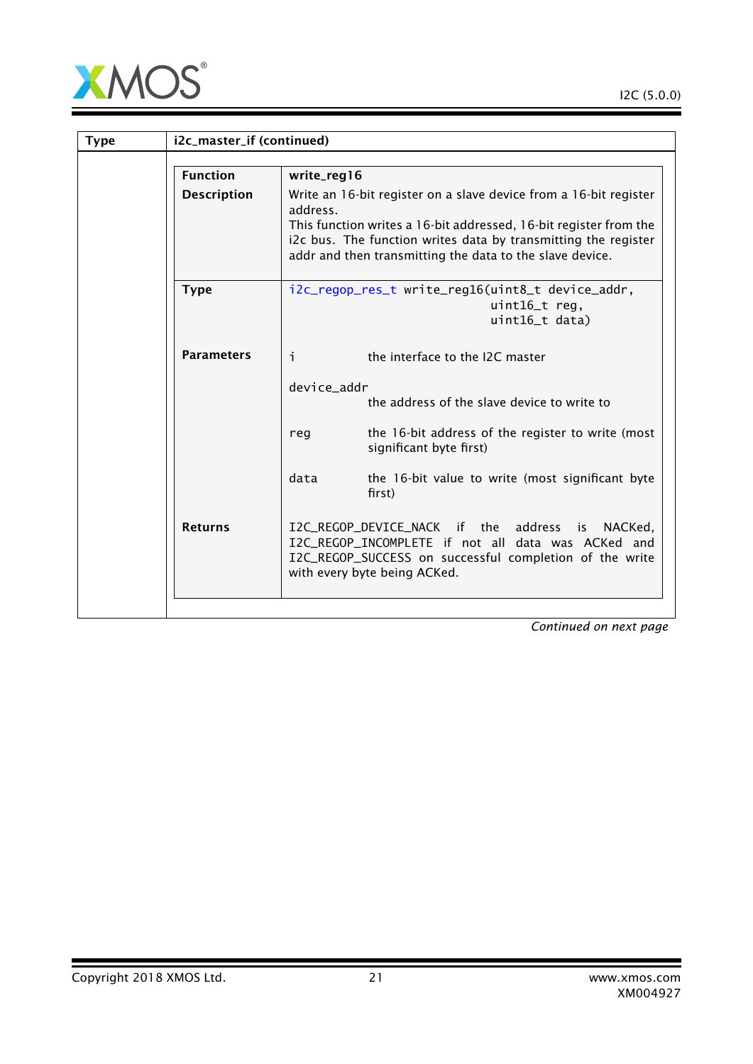| Type | i2c_master_if (continued) |
|---|---|
| | |

| Function | write_reg16 |
|---|---|
| Description | Write an 16-bit register on a slave device from a 16-bit register address.<br>This function writes a 16-bit addressed, 16-bit register from the i2c bus. The function writes data by transmitting the register addr and then transmitting the data to the slave device. |
| Type | `i2c_regop_res_t write_reg16(uint8_t device_addr, uint16_t reg, uint16_t data)` |
| Parameters | `i` the interface to the I2C master<br><br>`device_addr` the address of the slave device to write to<br><br>`reg` the 16-bit address of the register to write (most significant byte first)<br><br>`data` the 16-bit value to write (most significant byte first) |
| Returns | I2C_REGOP_DEVICE_NACK if the address is NACKed, I2C_REGOP_INCOMPLETE if not all data was ACKed and I2C_REGOP_SUCCESS on successful completion of the write with every byte being ACKed. |

*Continued on next page*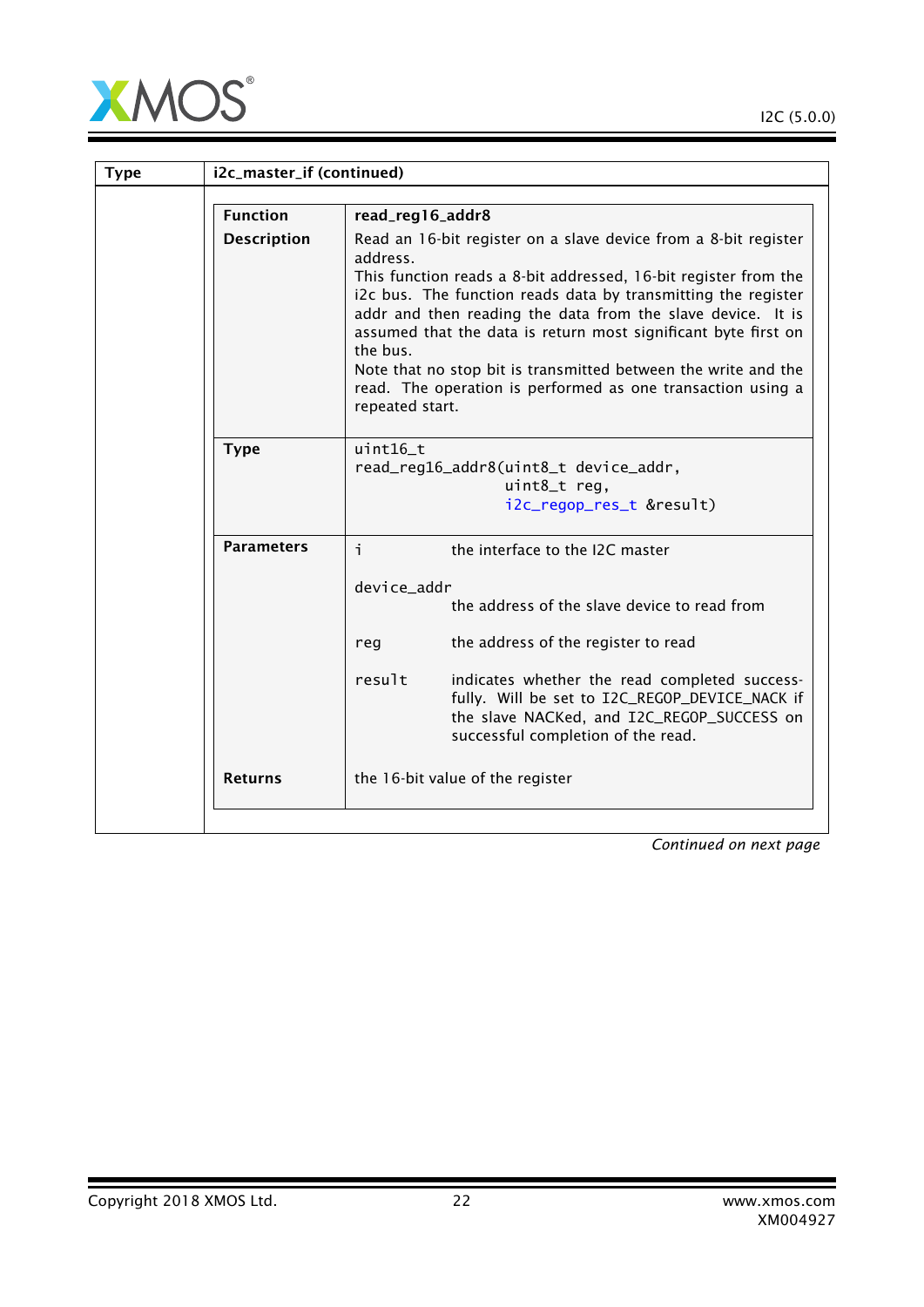| Type | i2c_master_if (continued) |
|---|---|
| | **Function**: read_reg16_addr8<br><br>**Description**: Read an 16-bit register on a slave device from a 8-bit register address.<br>This function reads a 8-bit addressed, 16-bit register from the i2c bus. The function reads data by transmitting the register addr and then reading the data from the slave device. It is assumed that the data is return most significant byte first on the bus.<br>Note that no stop bit is transmitted between the write and the read. The operation is performed as one transaction using a repeated start.<br><br>**Type**: `uint16_t read_reg16_addr8(uint8_t device_addr, uint8_t reg, i2c_regop_res_t &result)`<br><br>**Parameters**:<br>`i` — the interface to the I2C master<br>`device_addr` — the address of the slave device to read from<br>`reg` — the address of the register to read<br>`result` — indicates whether the read completed successfully. Will be set to I2C_REGOP_DEVICE_NACK if the slave NACKed, and I2C_REGOP_SUCCESS on successful completion of the read.<br><br>**Returns**: the 16-bit value of the register |

*Continued on next page*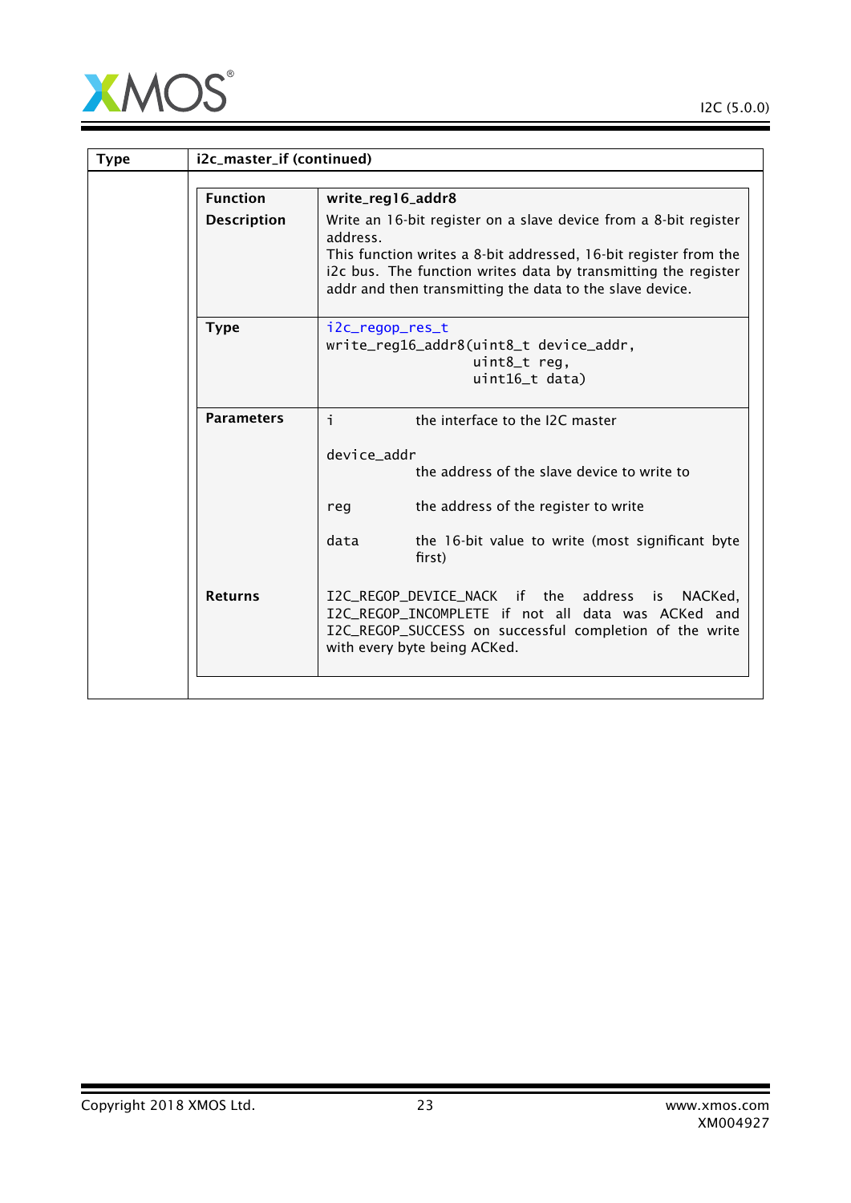| Type | i2c_master_if (continued) |
|---|---|
| | **Function**: write_reg16_addr8 |

| | |
|---|---|
| **Function** | **write_reg16_addr8** |
| **Description** | Write an 16-bit register on a slave device from a 8-bit register address.<br>This function writes a 8-bit addressed, 16-bit register from the i2c bus. The function writes data by transmitting the register addr and then transmitting the data to the slave device. |
| **Type** | `i2c_regop_res_t`<br>`write_reg16_addr8(uint8_t device_addr,`<br>`uint8_t reg,`<br>`uint16_t data)` |
| **Parameters** | `i` — the interface to the I2C master<br><br>`device_addr` — the address of the slave device to write to<br><br>`reg` — the address of the register to write<br><br>`data` — the 16-bit value to write (most significant byte first) |
| **Returns** | I2C_REGOP_DEVICE_NACK if the address is NACKed, I2C_REGOP_INCOMPLETE if not all data was ACKed and I2C_REGOP_SUCCESS on successful completion of the write with every byte being ACKed. |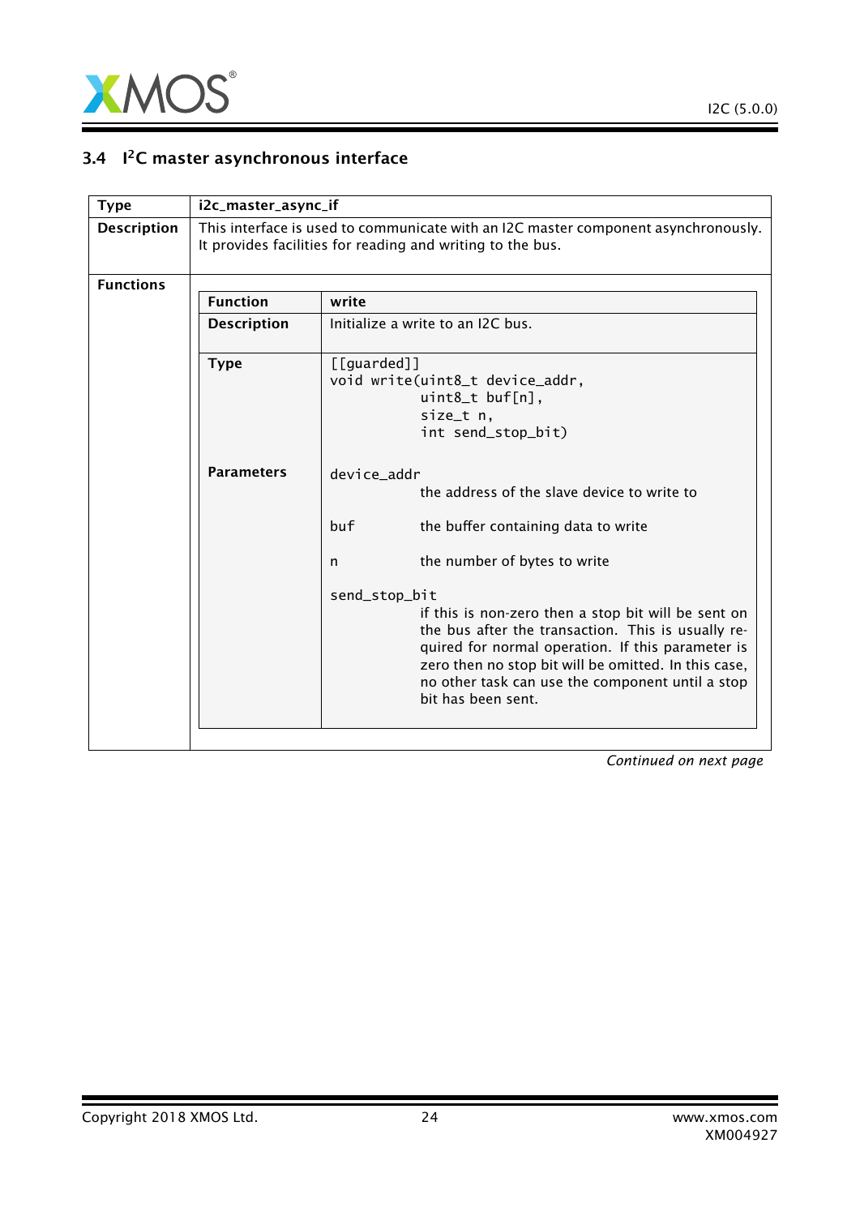## 3.4 I²C master asynchronous interface

| | |
|---|---|
| **Type** | **i2c_master_async_if** |
| **Description** | This interface is used to communicate with an I2C master component asynchronously. It provides facilities for reading and writing to the bus. |
| **Functions** | |

| **Function** | **write** |
|---|---|
| **Description** | Initialize a write to an I2C bus. |
| **Type** | `[[guarded]]`<br>`void write(uint8_t device_addr,`<br>`uint8_t buf[n],`<br>`size_t n,`<br>`int send_stop_bit)` |
| **Parameters** | `device_addr` the address of the slave device to write to<br><br>`buf` the buffer containing data to write<br><br>`n` the number of bytes to write<br><br>`send_stop_bit` if this is non-zero then a stop bit will be sent on the bus after the transaction. This is usually required for normal operation. If this parameter is zero then no stop bit will be omitted. In this case, no other task can use the component until a stop bit has been sent. |

*Continued on next page*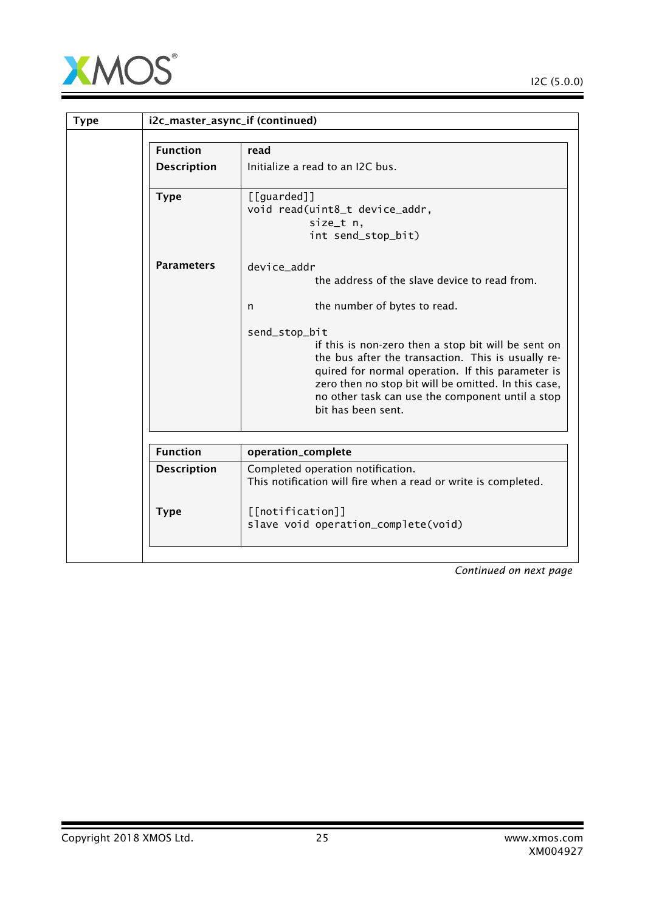| Type | i2c_master_async_if (continued) |
|---|---|
| | |

| Function | read |
|---|---|
| Description | Initialize a read to an I2C bus. |
| Type | `[[guarded]]`<br>`void read(uint8_t device_addr,`<br>`          size_t n,`<br>`          int send_stop_bit)` |
| Parameters | `device_addr` the address of the slave device to read from.<br><br>`n` the number of bytes to read.<br><br>`send_stop_bit` if this is non-zero then a stop bit will be sent on the bus after the transaction. This is usually required for normal operation. If this parameter is zero then no stop bit will be omitted. In this case, no other task can use the component until a stop bit has been sent. |

| Function | operation_complete |
|---|---|
| Description | Completed operation notification.<br>This notification will fire when a read or write is completed. |
| Type | `[[notification]]`<br>`slave void operation_complete(void)` |

*Continued on next page*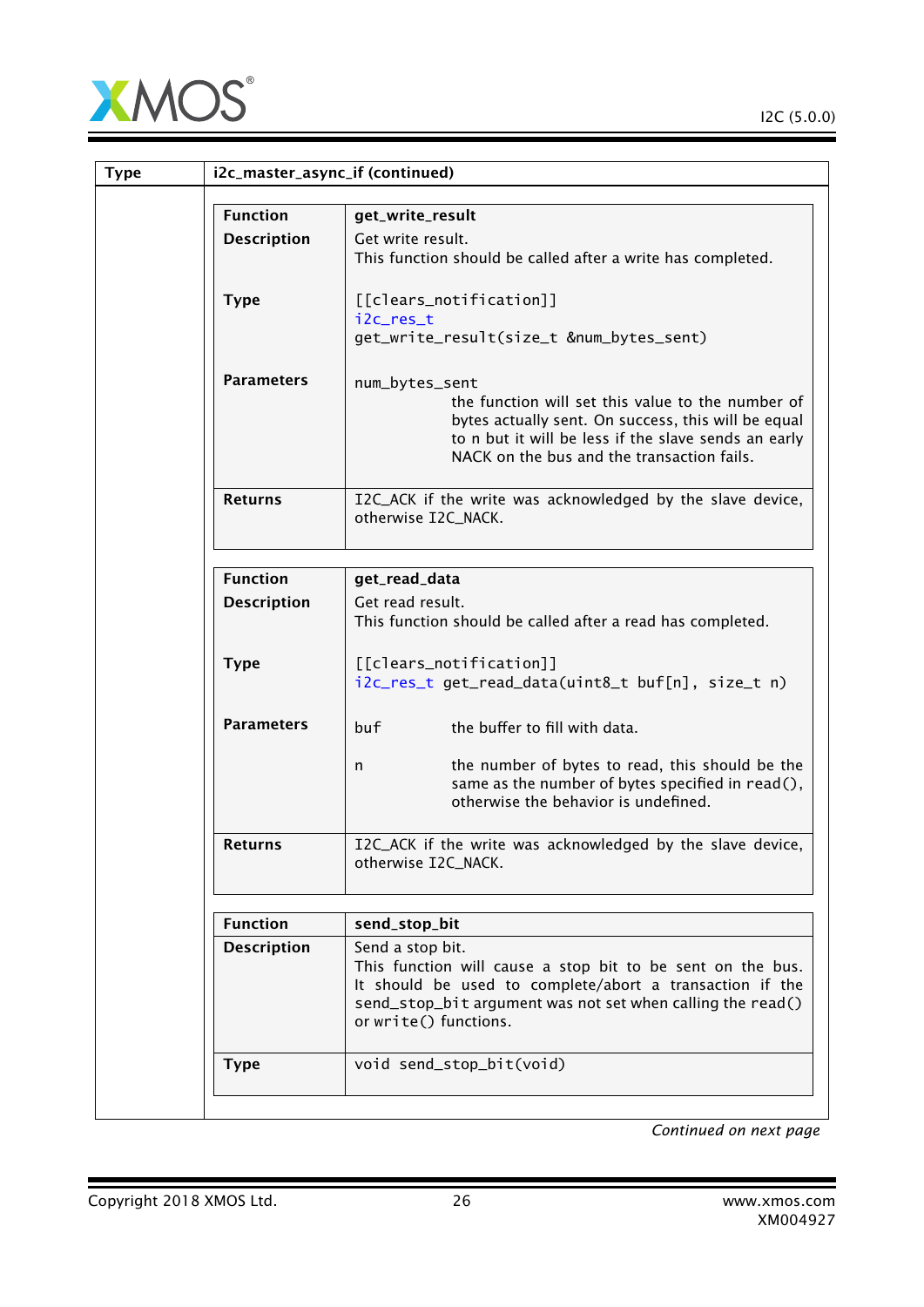| Type | i2c_master_async_if (continued) |
| --- | --- |

| Function | get_write_result |
| --- | --- |
| Description | Get write result.<br>This function should be called after a write has completed. |
| Type | `[[clears_notification]]`<br>`i2c_res_t`<br>`get_write_result(size_t &num_bytes_sent)` |
| Parameters | `num_bytes_sent` the function will set this value to the number of bytes actually sent. On success, this will be equal to n but it will be less if the slave sends an early NACK on the bus and the transaction fails. |
| Returns | I2C_ACK if the write was acknowledged by the slave device, otherwise I2C_NACK. |

| Function | get_read_data |
| --- | --- |
| Description | Get read result.<br>This function should be called after a read has completed. |
| Type | `[[clears_notification]]`<br>`i2c_res_t get_read_data(uint8_t buf[n], size_t n)` |
| Parameters | `buf` the buffer to fill with data.<br><br>`n` the number of bytes to read, this should be the same as the number of bytes specified in `read()`, otherwise the behavior is undefined. |
| Returns | I2C_ACK if the write was acknowledged by the slave device, otherwise I2C_NACK. |

| Function | send_stop_bit |
| --- | --- |
| Description | Send a stop bit.<br>This function will cause a stop bit to be sent on the bus. It should be used to complete/abort a transaction if the `send_stop_bit` argument was not set when calling the `read()` or `write()` functions. |
| Type | `void send_stop_bit(void)` |

*Continued on next page*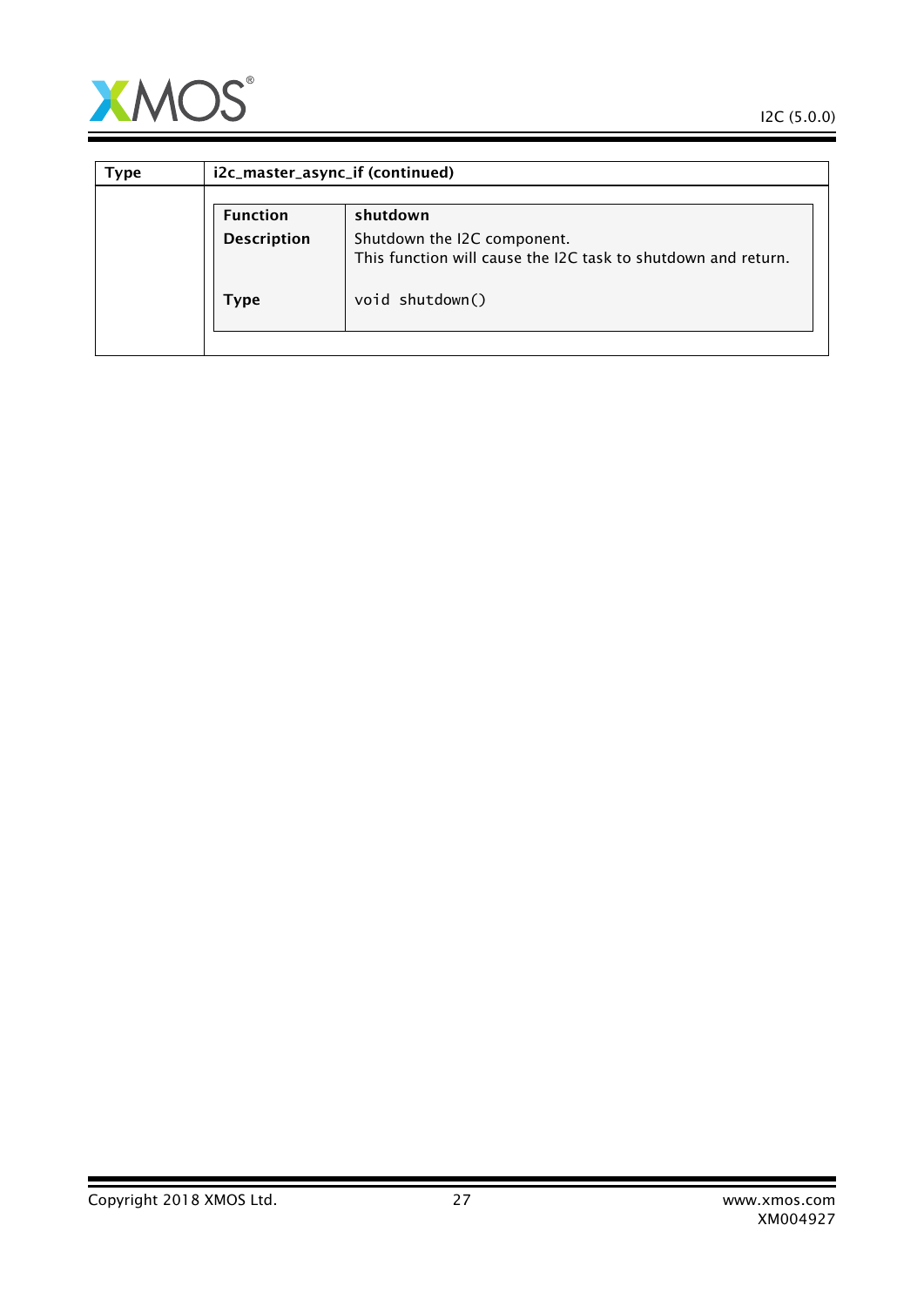| Type | i2c_master_async_if (continued) |
|---|---|
| | **Function:** shutdown<br><br>**Description:** Shutdown the I2C component.<br>This function will cause the I2C task to shutdown and return.<br><br>**Type:** `void shutdown()` |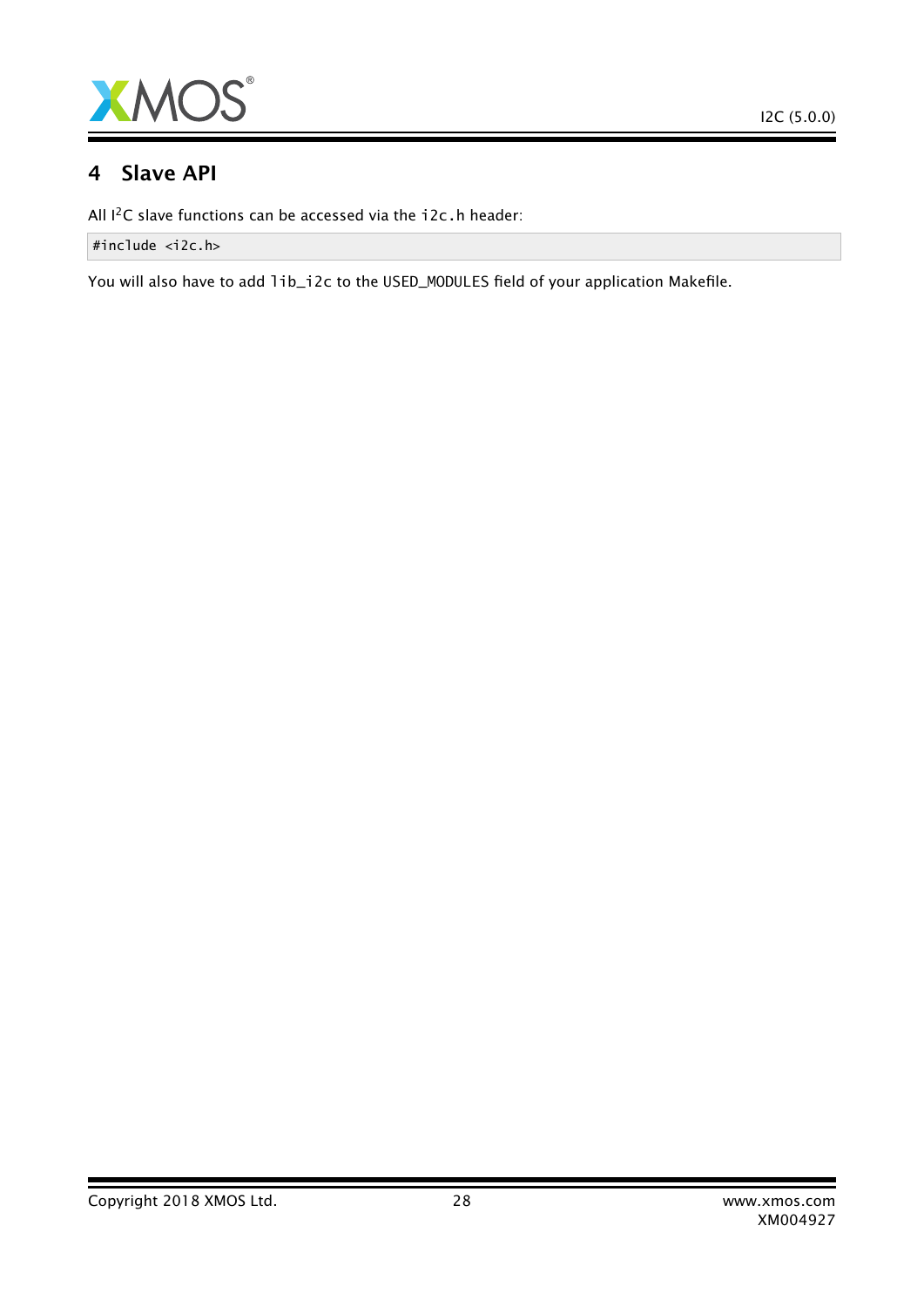# 4 Slave API

All I[2]C slave functions can be accessed via the i2c.h header:

```
#include <i2c.h>
```

You will also have to add lib_i2c to the USED_MODULES field of your application Makefile.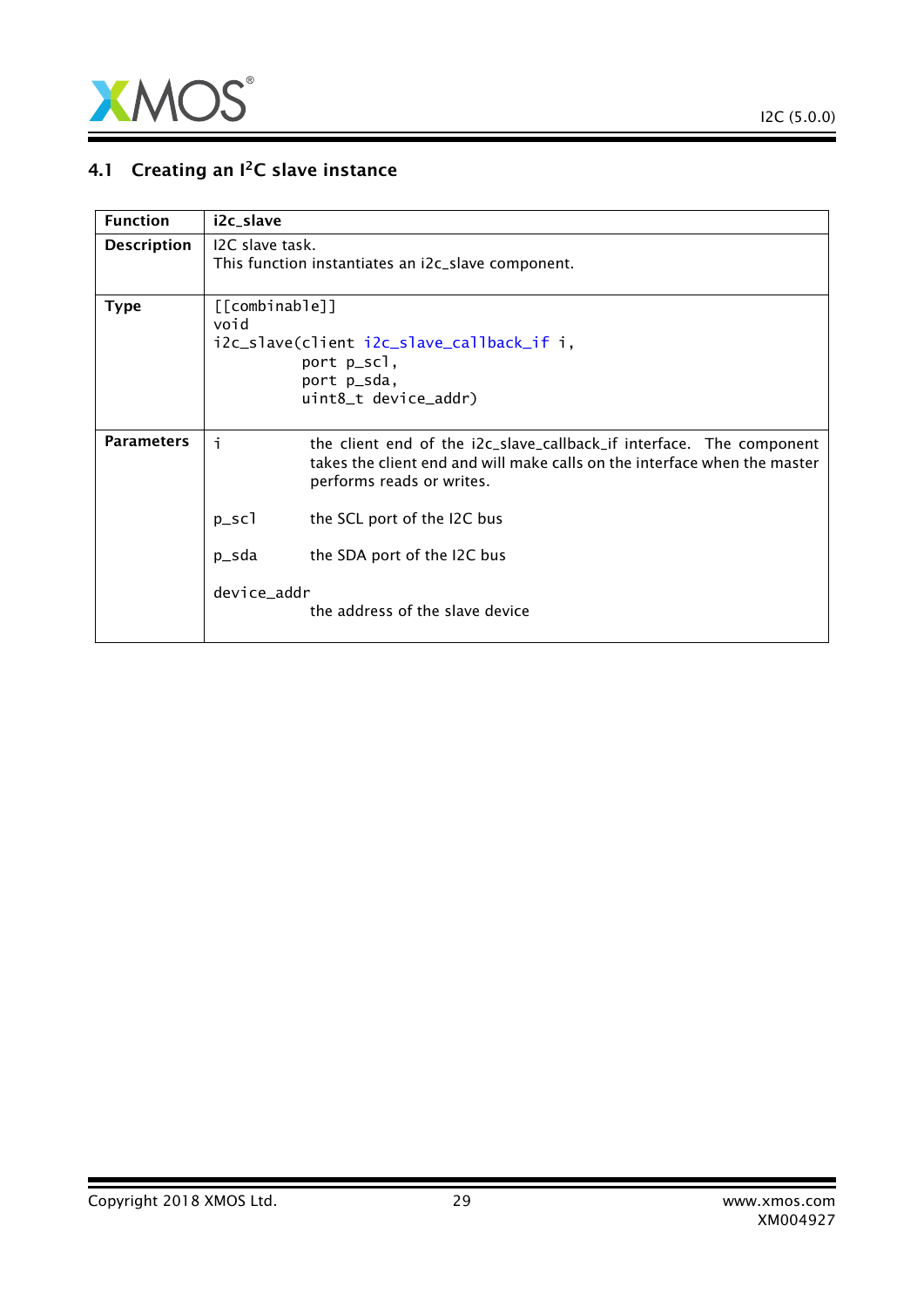## 4.1 Creating an I[2]C slave instance

| Function | i2c_slave |
|---|---|
| Description | I2C slave task.<br>This function instantiates an i2c_slave component. |
| Type | `[[combinable]]`<br>`void`<br>`i2c_slave(client i2c_slave_callback_if i,`<br>`          port p_scl,`<br>`          port p_sda,`<br>`          uint8_t device_addr)` |
| Parameters | `i` the client end of the i2c_slave_callback_if interface. The component takes the client end and will make calls on the interface when the master performs reads or writes.<br><br>`p_scl` the SCL port of the I2C bus<br><br>`p_sda` the SDA port of the I2C bus<br><br>`device_addr` the address of the slave device |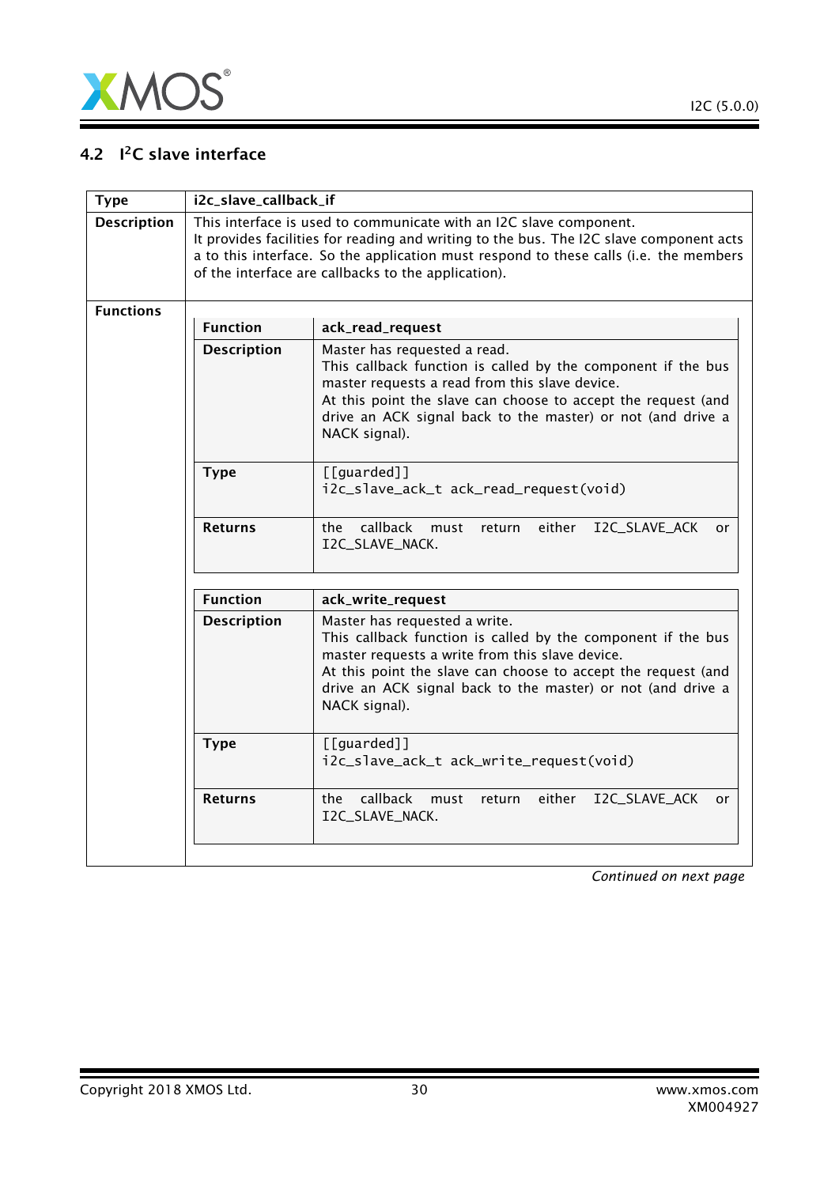## 4.2 I[2]C slave interface

| Type | i2c_slave_callback_if |
|---|---|
| Description | This interface is used to communicate with an I2C slave component. It provides facilities for reading and writing to the bus. The I2C slave component acts a to this interface. So the application must respond to these calls (i.e. the members of the interface are callbacks to the application). |
| Functions | |

| Function | ack_read_request |
|---|---|
| Description | Master has requested a read. This callback function is called by the component if the bus master requests a read from this slave device. At this point the slave can choose to accept the request (and drive an ACK signal back to the master) or not (and drive a NACK signal). |
| Type | `[[guarded]]` `i2c_slave_ack_t ack_read_request(void)` |
| Returns | the callback must return either I2C_SLAVE_ACK or I2C_SLAVE_NACK. |

| Function | ack_write_request |
|---|---|
| Description | Master has requested a write. This callback function is called by the component if the bus master requests a write from this slave device. At this point the slave can choose to accept the request (and drive an ACK signal back to the master) or not (and drive a NACK signal). |
| Type | `[[guarded]]` `i2c_slave_ack_t ack_write_request(void)` |
| Returns | the callback must return either I2C_SLAVE_ACK or I2C_SLAVE_NACK. |

*Continued on next page*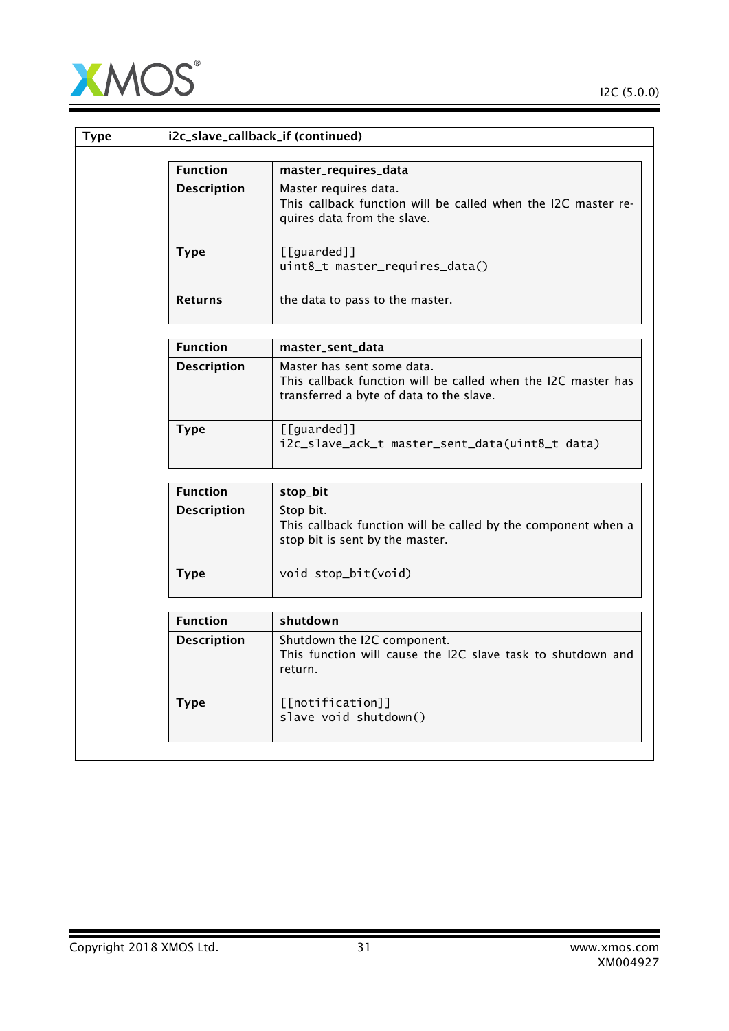| Type | i2c_slave_callback_if (continued) |
|---|---|
| | **Function:** master_requires_data<br>**Description:** Master requires data.<br>This callback function will be called when the I2C master requires data from the slave.<br>**Type:** `[[guarded]]`<br>`uint8_t master_requires_data()`<br>**Returns:** the data to pass to the master. |
| | **Function:** master_sent_data<br>**Description:** Master has sent some data.<br>This callback function will be called when the I2C master has transferred a byte of data to the slave.<br>**Type:** `[[guarded]]`<br>`i2c_slave_ack_t master_sent_data(uint8_t data)` |
| | **Function:** stop_bit<br>**Description:** Stop bit.<br>This callback function will be called by the component when a stop bit is sent by the master.<br>**Type:** `void stop_bit(void)` |
| | **Function:** shutdown<br>**Description:** Shutdown the I2C component.<br>This function will cause the I2C slave task to shutdown and return.<br>**Type:** `[[notification]]`<br>`slave void shutdown()` |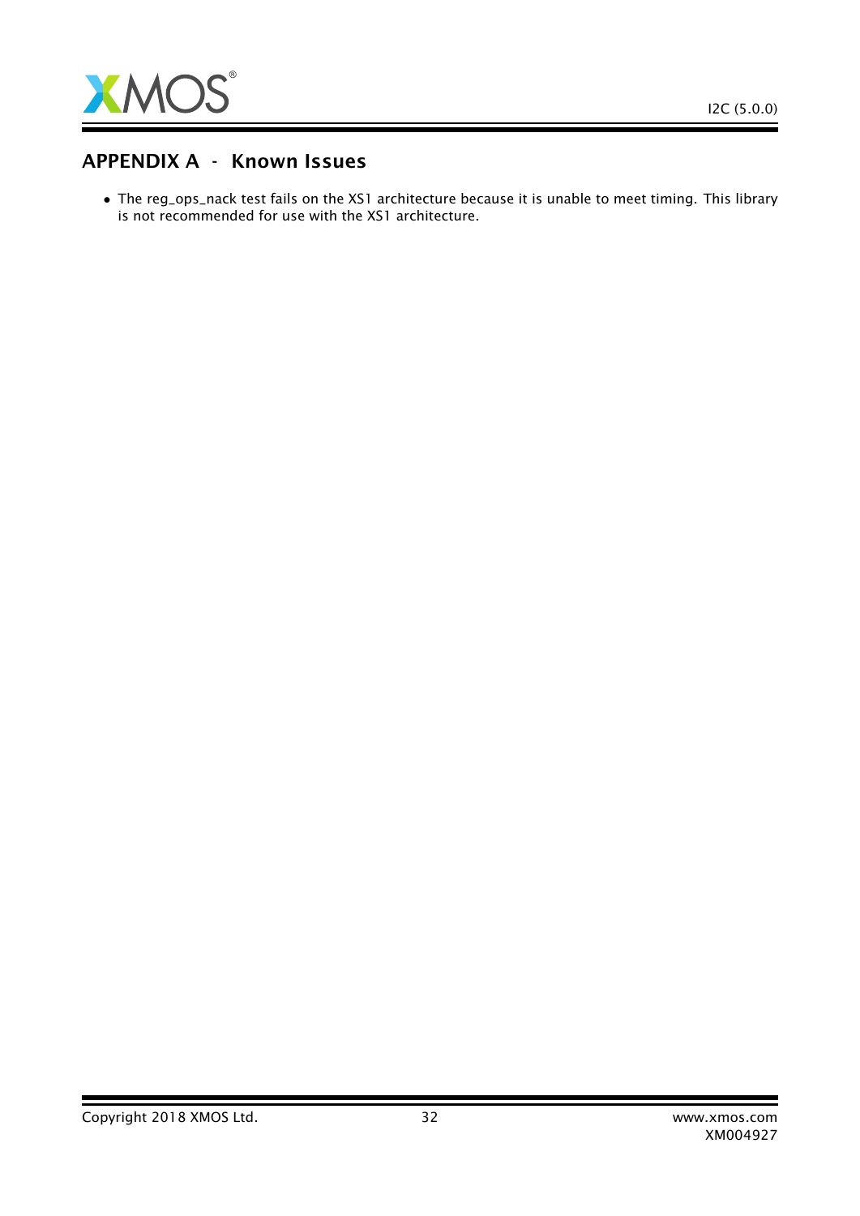## APPENDIX A - Known Issues

- The reg_ops_nack test fails on the XS1 architecture because it is unable to meet timing. This library is not recommended for use with the XS1 architecture.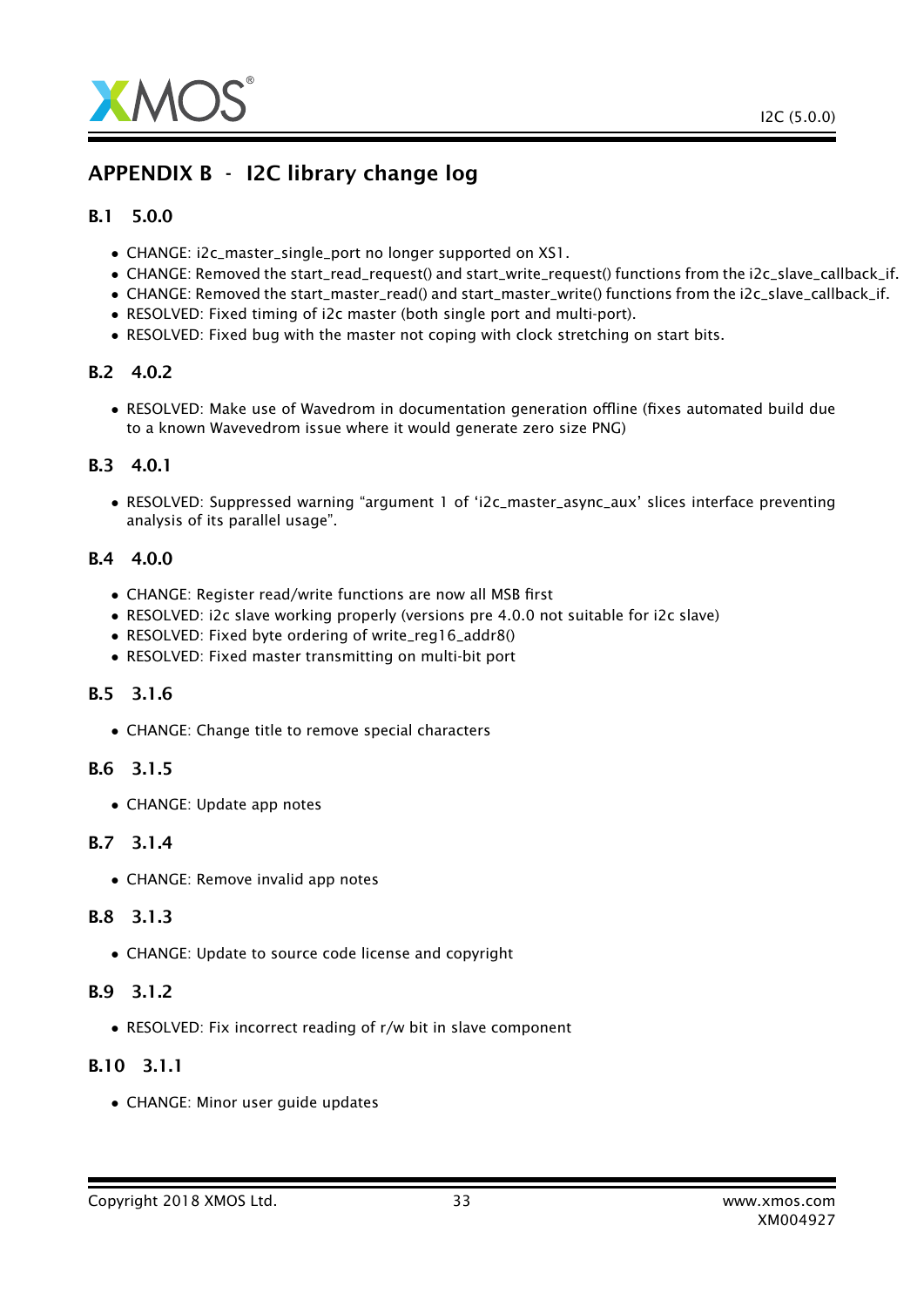# APPENDIX B - I2C library change log

## B.1 5.0.0

- CHANGE: i2c_master_single_port no longer supported on XS1.
- CHANGE: Removed the start_read_request() and start_write_request() functions from the i2c_slave_callback_if.
- CHANGE: Removed the start_master_read() and start_master_write() functions from the i2c_slave_callback_if.
- RESOLVED: Fixed timing of i2c master (both single port and multi-port).
- RESOLVED: Fixed bug with the master not coping with clock stretching on start bits.

## B.2 4.0.2

- RESOLVED: Make use of Wavedrom in documentation generation offline (fixes automated build due to a known Wavevedrom issue where it would generate zero size PNG)

## B.3 4.0.1

- RESOLVED: Suppressed warning "argument 1 of 'i2c_master_async_aux' slices interface preventing analysis of its parallel usage".

## B.4 4.0.0

- CHANGE: Register read/write functions are now all MSB first
- RESOLVED: i2c slave working properly (versions pre 4.0.0 not suitable for i2c slave)
- RESOLVED: Fixed byte ordering of write_reg16_addr8()
- RESOLVED: Fixed master transmitting on multi-bit port

## B.5 3.1.6

- CHANGE: Change title to remove special characters

## B.6 3.1.5

- CHANGE: Update app notes

## B.7 3.1.4

- CHANGE: Remove invalid app notes

## B.8 3.1.3

- CHANGE: Update to source code license and copyright

## B.9 3.1.2

- RESOLVED: Fix incorrect reading of r/w bit in slave component

## B.10 3.1.1

- CHANGE: Minor user guide updates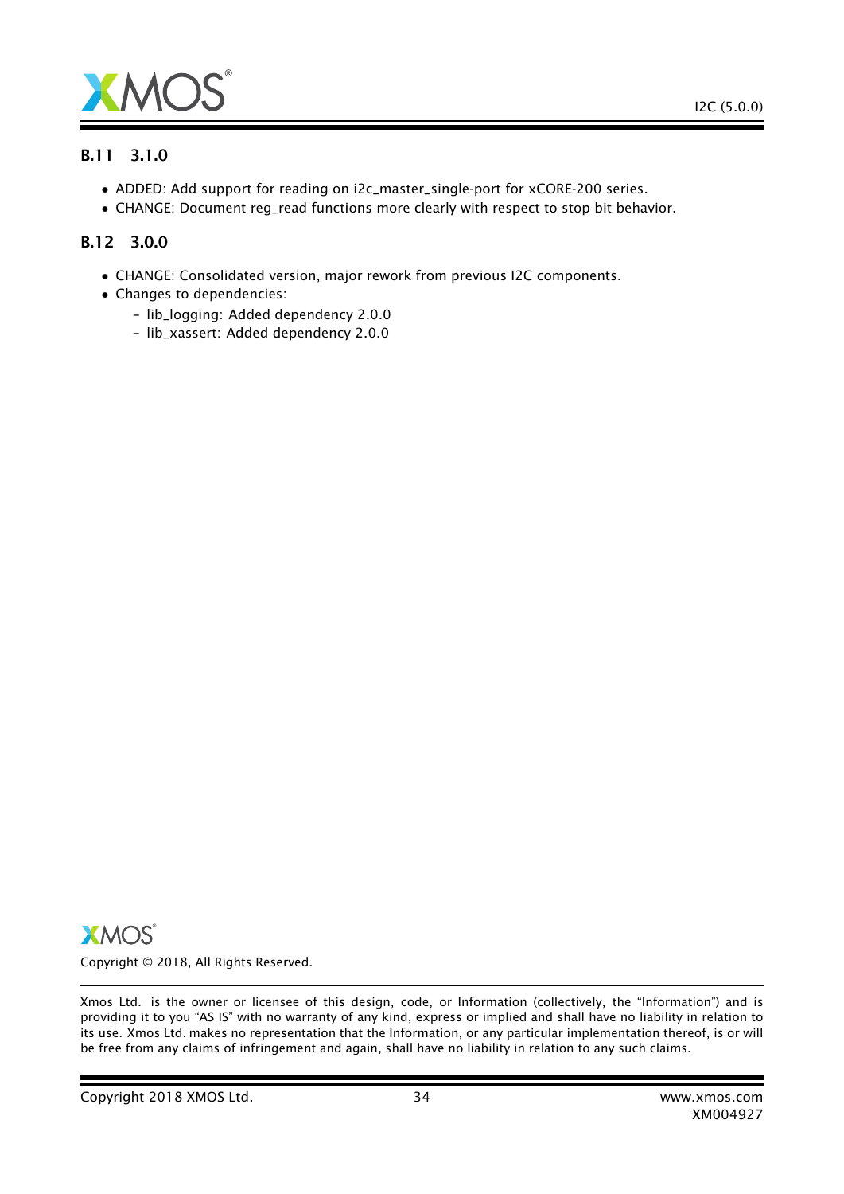## B.11 3.1.0

- ADDED: Add support for reading on i2c_master_single-port for xCORE-200 series.
- CHANGE: Document reg_read functions more clearly with respect to stop bit behavior.

## B.12 3.0.0

- CHANGE: Consolidated version, major rework from previous I2C components.
- Changes to dependencies:
  - lib_logging: Added dependency 2.0.0
  - lib_xassert: Added dependency 2.0.0

Copyright © 2018, All Rights Reserved.

Xmos Ltd. is the owner or licensee of this design, code, or Information (collectively, the "Information") and is providing it to you "AS IS" with no warranty of any kind, express or implied and shall have no liability in relation to its use. Xmos Ltd. makes no representation that the Information, or any particular implementation thereof, is or will be free from any claims of infringement and again, shall have no liability in relation to any such claims.